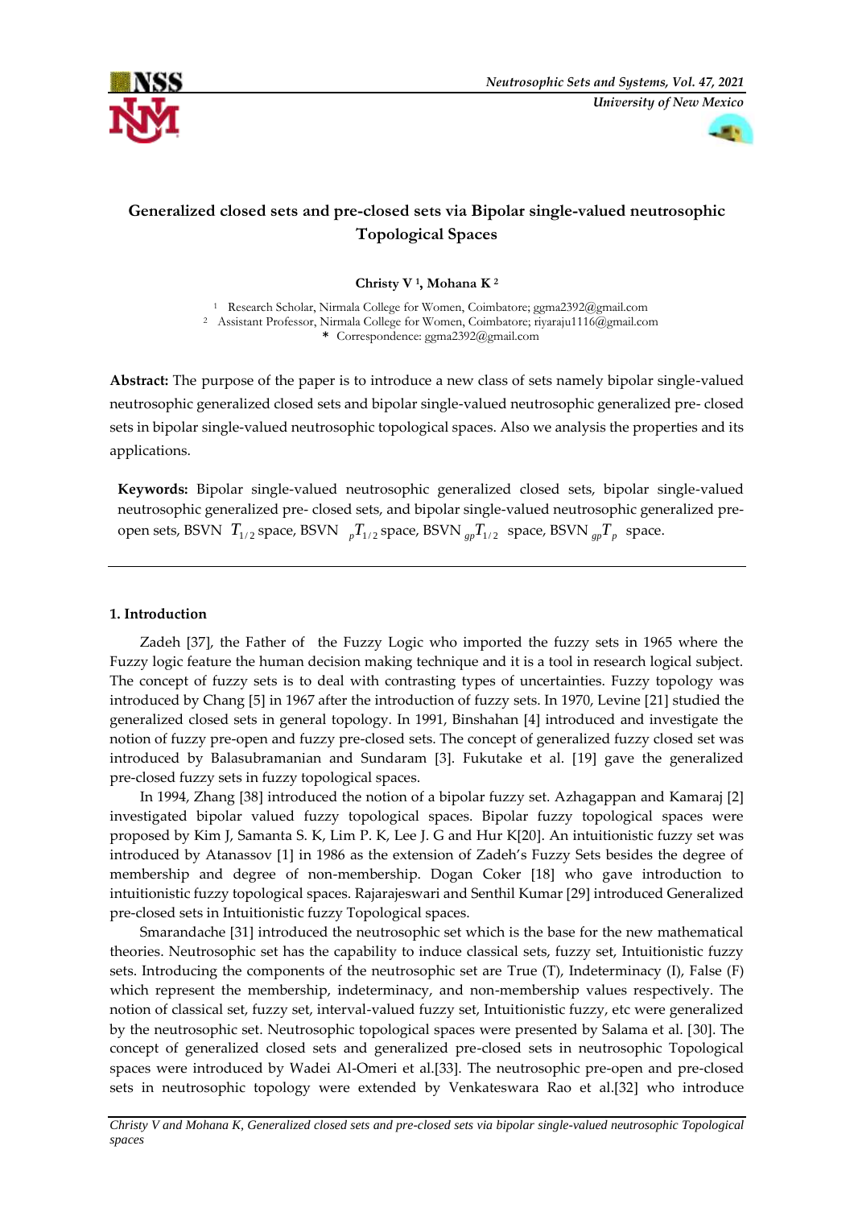# Generalized closed sets and pre-closed sets via Bipolar single-valued neutrosophic Topological Spaces

**Christy V [1], Mohana K [2]**

[1] Research Scholar, Nirmala College for Women, Coimbatore; ggma2392@gmail.com
[2] Assistant Professor, Nirmala College for Women, Coimbatore; riyaraju1116@gmail.com
\* Correspondence: ggma2392@gmail.com

**Abstract:** The purpose of the paper is to introduce a new class of sets namely bipolar single-valued neutrosophic generalized closed sets and bipolar single-valued neutrosophic generalized pre- closed sets in bipolar single-valued neutrosophic topological spaces. Also we analysis the properties and its applications.

**Keywords:** Bipolar single-valued neutrosophic generalized closed sets, bipolar single-valued neutrosophic generalized pre- closed sets, and bipolar single-valued neutrosophic generalized pre-open sets, BSVN $T_{1/2}$ space, BSVN $_{p}T_{1/2}$ space, BSVN $_{gp}T_{1/2}$ space, BSVN $_{gp}T_{p}$ space.

## 1. Introduction

Zadeh [37], the Father of the Fuzzy Logic who imported the fuzzy sets in 1965 where the Fuzzy logic feature the human decision making technique and it is a tool in research logical subject. The concept of fuzzy sets is to deal with contrasting types of uncertainties. Fuzzy topology was introduced by Chang [5] in 1967 after the introduction of fuzzy sets. In 1970, Levine [21] studied the generalized closed sets in general topology. In 1991, Binshahan [4] introduced and investigate the notion of fuzzy pre-open and fuzzy pre-closed sets. The concept of generalized fuzzy closed set was introduced by Balasubramanian and Sundaram [3]. Fukutake et al. [19] gave the generalized pre-closed fuzzy sets in fuzzy topological spaces.

In 1994, Zhang [38] introduced the notion of a bipolar fuzzy set. Azhagappan and Kamaraj [2] investigated bipolar valued fuzzy topological spaces. Bipolar fuzzy topological spaces were proposed by Kim J, Samanta S. K, Lim P. K, Lee J. G and Hur K[20]. An intuitionistic fuzzy set was introduced by Atanassov [1] in 1986 as the extension of Zadeh's Fuzzy Sets besides the degree of membership and degree of non-membership. Dogan Coker [18] who gave introduction to intuitionistic fuzzy topological spaces. Rajarajeswari and Senthil Kumar [29] introduced Generalized pre-closed sets in Intuitionistic fuzzy Topological spaces.

Smarandache [31] introduced the neutrosophic set which is the base for the new mathematical theories. Neutrosophic set has the capability to induce classical sets, fuzzy set, Intuitionistic fuzzy sets. Introducing the components of the neutrosophic set are True (T), Indeterminacy (I), False (F) which represent the membership, indeterminacy, and non-membership values respectively. The notion of classical set, fuzzy set, interval-valued fuzzy set, Intuitionistic fuzzy, etc were generalized by the neutrosophic set. Neutrosophic topological spaces were presented by Salama et al. [30]. The concept of generalized closed sets and generalized pre-closed sets in neutrosophic Topological spaces were introduced by Wadei Al-Omeri et al.[33]. The neutrosophic pre-open and pre-closed sets in neutrosophic topology were extended by Venkateswara Rao et al.[32] who introduce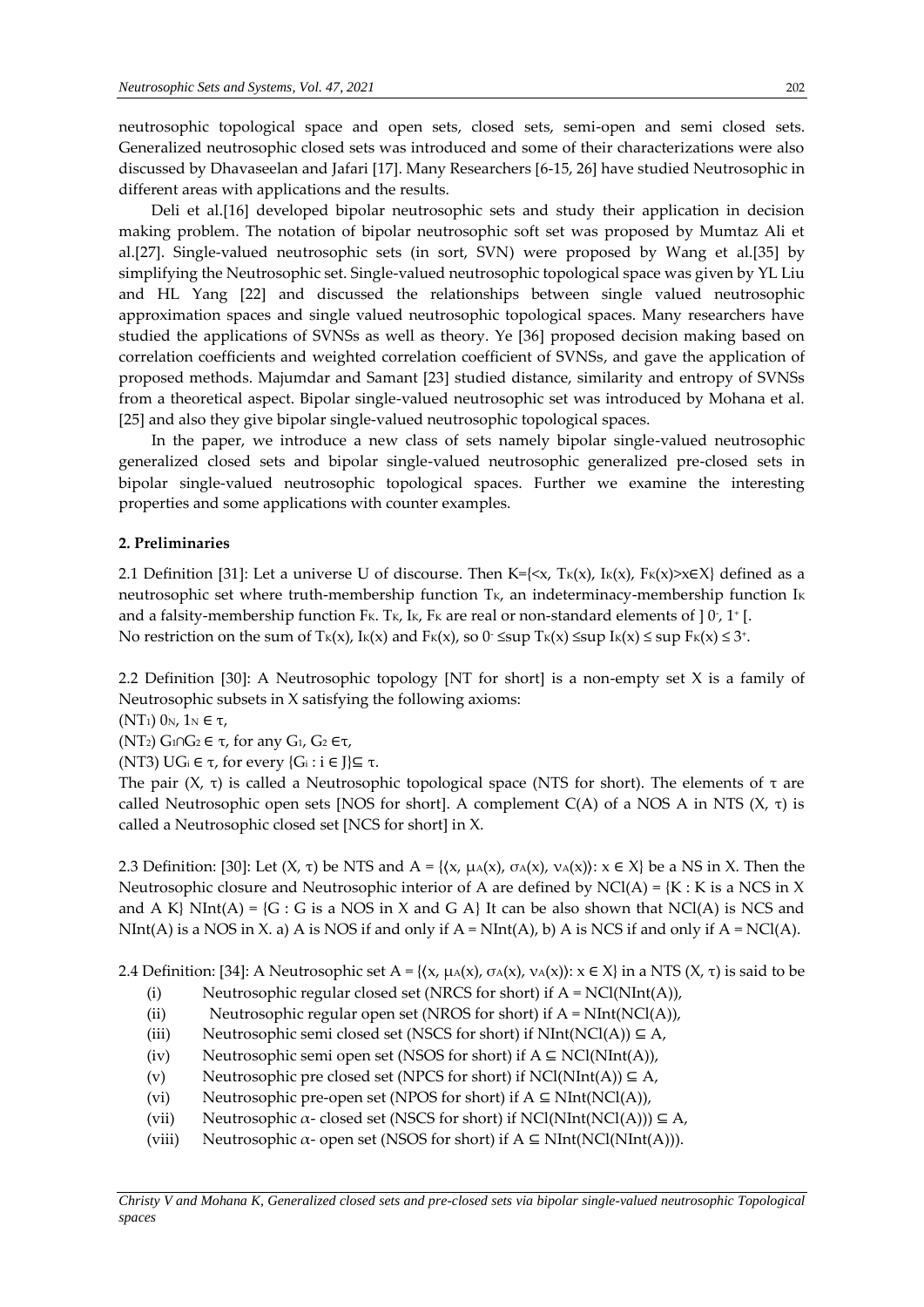neutrosophic topological space and open sets, closed sets, semi-open and semi closed sets. Generalized neutrosophic closed sets was introduced and some of their characterizations were also discussed by Dhavaseelan and Jafari [17]. Many Researchers [6-15, 26] have studied Neutrosophic in different areas with applications and the results.

Deli et al.[16] developed bipolar neutrosophic sets and study their application in decision making problem. The notation of bipolar neutrosophic soft set was proposed by Mumtaz Ali et al.[27]. Single-valued neutrosophic sets (in sort, SVN) were proposed by Wang et al.[35] by simplifying the Neutrosophic set. Single-valued neutrosophic topological space was given by YL Liu and HL Yang [22] and discussed the relationships between single valued neutrosophic approximation spaces and single valued neutrosophic topological spaces. Many researchers have studied the applications of SVNSs as well as theory. Ye [36] proposed decision making based on correlation coefficients and weighted correlation coefficient of SVNSs, and gave the application of proposed methods. Majumdar and Samant [23] studied distance, similarity and entropy of SVNSs from a theoretical aspect. Bipolar single-valued neutrosophic set was introduced by Mohana et al. [25] and also they give bipolar single-valued neutrosophic topological spaces.

In the paper, we introduce a new class of sets namely bipolar single-valued neutrosophic generalized closed sets and bipolar single-valued neutrosophic generalized pre-closed sets in bipolar single-valued neutrosophic topological spaces. Further we examine the interesting properties and some applications with counter examples.

## 2. Preliminaries

2.1 Definition [31]: Let a universe U of discourse. Then $K=\{<x, T_K(x), I_K(x), F_K(x)>x\in X\}$ defined as a neutrosophic set where truth-membership function $T_K$, an indeterminacy-membership function $I_K$ and a falsity-membership function $F_K$. $T_K$, $I_K$, $F_K$ are real or non-standard elements of $]\,0^-, 1^+\,[$. No restriction on the sum of $T_K(x)$, $I_K(x)$ and $F_K(x)$, so $0^- \leq \sup T_K(x) \leq \sup I_K(x) \leq \sup F_K(x) \leq 3^+$.

2.2 Definition [30]: A Neutrosophic topology [NT for short] is a non-empty set X is a family of Neutrosophic subsets in X satisfying the following axioms:

($NT_1$) $0_N, 1_N \in \tau$,

($NT_2$) $G_1 \cap G_2 \in \tau$, for any $G_1, G_2 \in \tau$,

($NT_3$) $\cup G_i \in \tau$, for every $\{G_i : i \in J\} \subseteq \tau$.

The pair $(X, \tau)$ is called a Neutrosophic topological space (NTS for short). The elements of $\tau$ are called Neutrosophic open sets [NOS for short]. A complement C(A) of a NOS A in NTS $(X, \tau)$ is called a Neutrosophic closed set [NCS for short] in X.

2.3 Definition: [30]: Let $(X, \tau)$ be NTS and $A = \{\langle x, \mu_A(x), \sigma_A(x), \nu_A(x)\rangle : x \in X\}$ be a NS in X. Then the Neutrosophic closure and Neutrosophic interior of A are defined by NCl(A) = {K : K is a NCS in X and A K} NInt(A) = {G : G is a NOS in X and G A} It can be also shown that NCl(A) is NCS and NInt(A) is a NOS in X. a) A is NOS if and only if A = NInt(A), b) A is NCS if and only if A = NCl(A).

2.4 Definition: [34]: A Neutrosophic set $A = \{\langle x, \mu_A(x), \sigma_A(x), \nu_A(x)\rangle : x \in X\}$ in a NTS $(X, \tau)$ is said to be

(i) Neutrosophic regular closed set (NRCS for short) if A = NCl(NInt(A)),

(ii) Neutrosophic regular open set (NROS for short) if A = NInt(NCl(A)),

(iii) Neutrosophic semi closed set (NSCS for short) if NInt(NCl(A)) $\subseteq$ A,

(iv) Neutrosophic semi open set (NSOS for short) if A $\subseteq$ NCl(NInt(A)),

(v) Neutrosophic pre closed set (NPCS for short) if NCl(NInt(A)) $\subseteq$ A,

(vi) Neutrosophic pre-open set (NPOS for short) if A $\subseteq$ NInt(NCl(A)),

(vii) Neutrosophic $\alpha$- closed set (NSCS for short) if NCl(NInt(NCl(A))) $\subseteq$ A,

(viii) Neutrosophic $\alpha$- open set (NSOS for short) if A $\subseteq$ NInt(NCl(NInt(A))).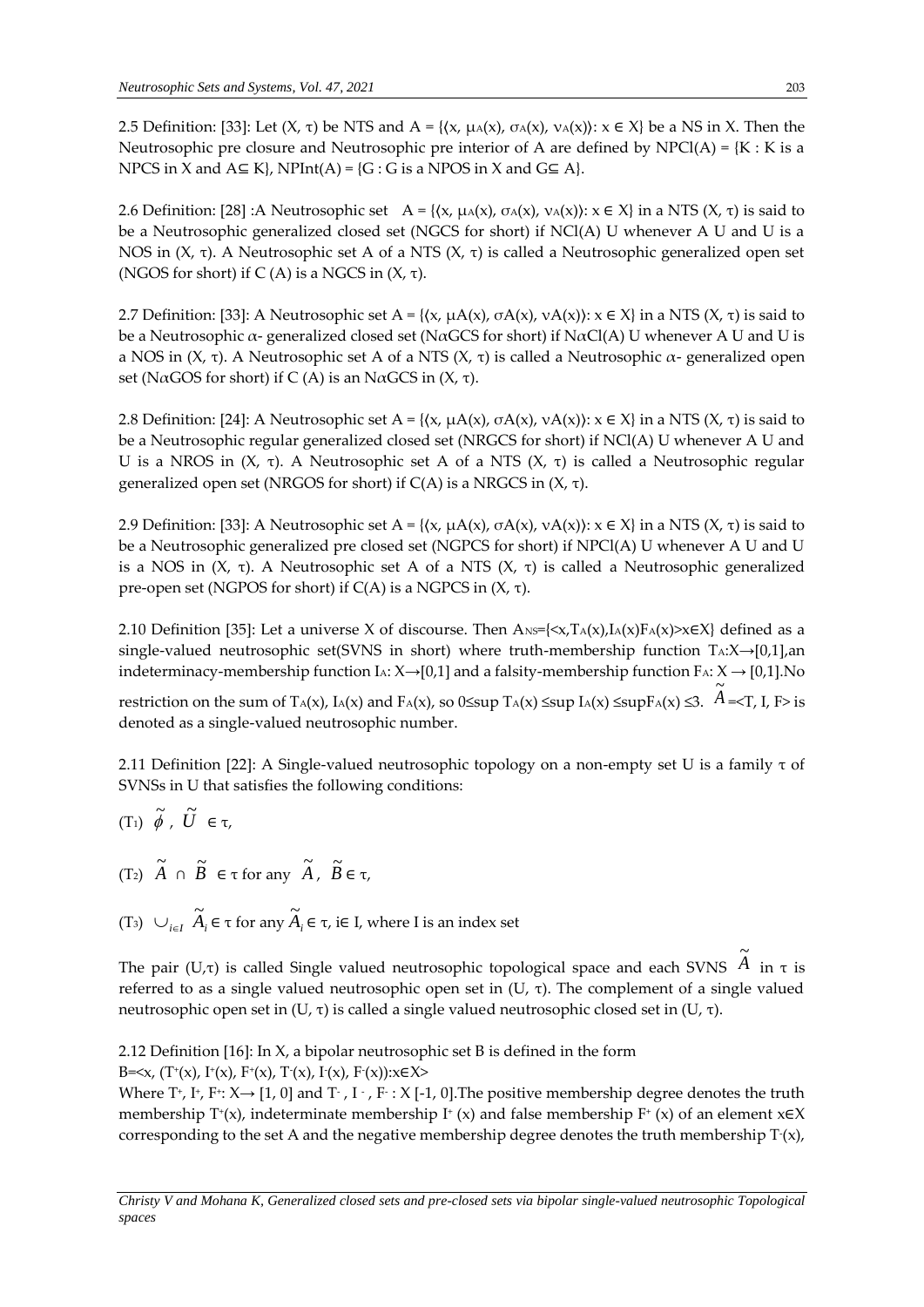2.5 Definition: [33]: Let (X, τ) be NTS and A = {⟨x, $\mu_A(x)$, $\sigma_A(x)$, $\nu_A(x)$⟩: x ∈ X} be a NS in X. Then the Neutrosophic pre closure and Neutrosophic pre interior of A are defined by NPCl(A) = {K : K is a NPCS in X and A⊆ K}, NPInt(A) = {G : G is a NPOS in X and G⊆ A}.

2.6 Definition: [28] :A Neutrosophic set A = {⟨x, $\mu_A(x)$, $\sigma_A(x)$, $\nu_A(x)$⟩: x ∈ X} in a NTS (X, τ) is said to be a Neutrosophic generalized closed set (NGCS for short) if NCl(A) U whenever A U and U is a NOS in (X, τ). A Neutrosophic set A of a NTS (X, τ) is called a Neutrosophic generalized open set (NGOS for short) if C (A) is a NGCS in (X, τ).

2.7 Definition: [33]: A Neutrosophic set A = {⟨x, μA(x), σA(x), νA(x)⟩: x ∈ X} in a NTS (X, τ) is said to be a Neutrosophic $\alpha$- generalized closed set (N$\alpha$GCS for short) if N$\alpha$Cl(A) U whenever A U and U is a NOS in (X, τ). A Neutrosophic set A of a NTS (X, τ) is called a Neutrosophic $\alpha$- generalized open set (N$\alpha$GOS for short) if C (A) is an N$\alpha$GCS in (X, τ).

2.8 Definition: [24]: A Neutrosophic set A = {⟨x, μA(x), σA(x), νA(x)⟩: x ∈ X} in a NTS (X, τ) is said to be a Neutrosophic regular generalized closed set (NRGCS for short) if NCl(A) U whenever A U and U is a NROS in (X, τ). A Neutrosophic set A of a NTS (X, τ) is called a Neutrosophic regular generalized open set (NRGOS for short) if C(A) is a NRGCS in (X, τ).

2.9 Definition: [33]: A Neutrosophic set A = {⟨x, μA(x), σA(x), νA(x)⟩: x ∈ X} in a NTS (X, τ) is said to be a Neutrosophic generalized pre closed set (NGPCS for short) if NPCl(A) U whenever A U and U is a NOS in (X, τ). A Neutrosophic set A of a NTS (X, τ) is called a Neutrosophic generalized pre-open set (NGPOS for short) if C(A) is a NGPCS in (X, τ).

2.10 Definition [35]: Let a universe X of discourse. Then $A_{NS}$={<x,$T_A(x)$,$I_A(x)$$F_A(x)$>x∈X} defined as a single-valued neutrosophic set(SVNS in short) where truth-membership function $T_A$:X→[0,1],an indeterminacy-membership function $I_A$: X→[0,1] and a falsity-membership function $F_A$: X → [0,1].No restriction on the sum of $T_A(x)$, $I_A(x)$ and $F_A(x)$, so 0≤sup $T_A(x)$ ≤sup $I_A(x)$ ≤sup$F_A(x)$ ≤3. $\widetilde{A}$=<T, I, F> is denoted as a single-valued neutrosophic number.

2.11 Definition [22]: A Single-valued neutrosophic topology on a non-empty set U is a family τ of SVNSs in U that satisfies the following conditions:

($T_1$) $\widetilde{\phi}$ , $\widetilde{U}$ ∈ τ,

($T_2$) $\widetilde{A} \cap \widetilde{B}$ ∈ τ for any $\widetilde{A}$, $\widetilde{B}$ ∈ τ,

($T_3$) $\cup_{i\in I} \widetilde{A}_i$ ∈ τ for any $\widetilde{A}_i$ ∈ τ, i∈ I, where I is an index set

The pair (U,τ) is called Single valued neutrosophic topological space and each SVNS $\widetilde{A}$ in τ is referred to as a single valued neutrosophic open set in (U, τ). The complement of a single valued neutrosophic open set in (U, τ) is called a single valued neutrosophic closed set in (U, τ).

2.12 Definition [16]: In X, a bipolar neutrosophic set B is defined in the form
B=<x, ($T^+(x)$, $I^+(x)$, $F^+(x)$, $T^-(x)$, $I^-(x)$, $F^-(x)$):x∈X>
Where $T^+$, $I^+$, $F^+$: X→ [1, 0] and $T^-$ , $I^-$ , $F^-$ : X [-1, 0].The positive membership degree denotes the truth membership $T^+(x)$, indeterminate membership $I^+$ (x) and false membership $F^+$ (x) of an element x∈X corresponding to the set A and the negative membership degree denotes the truth membership $T^-(x)$,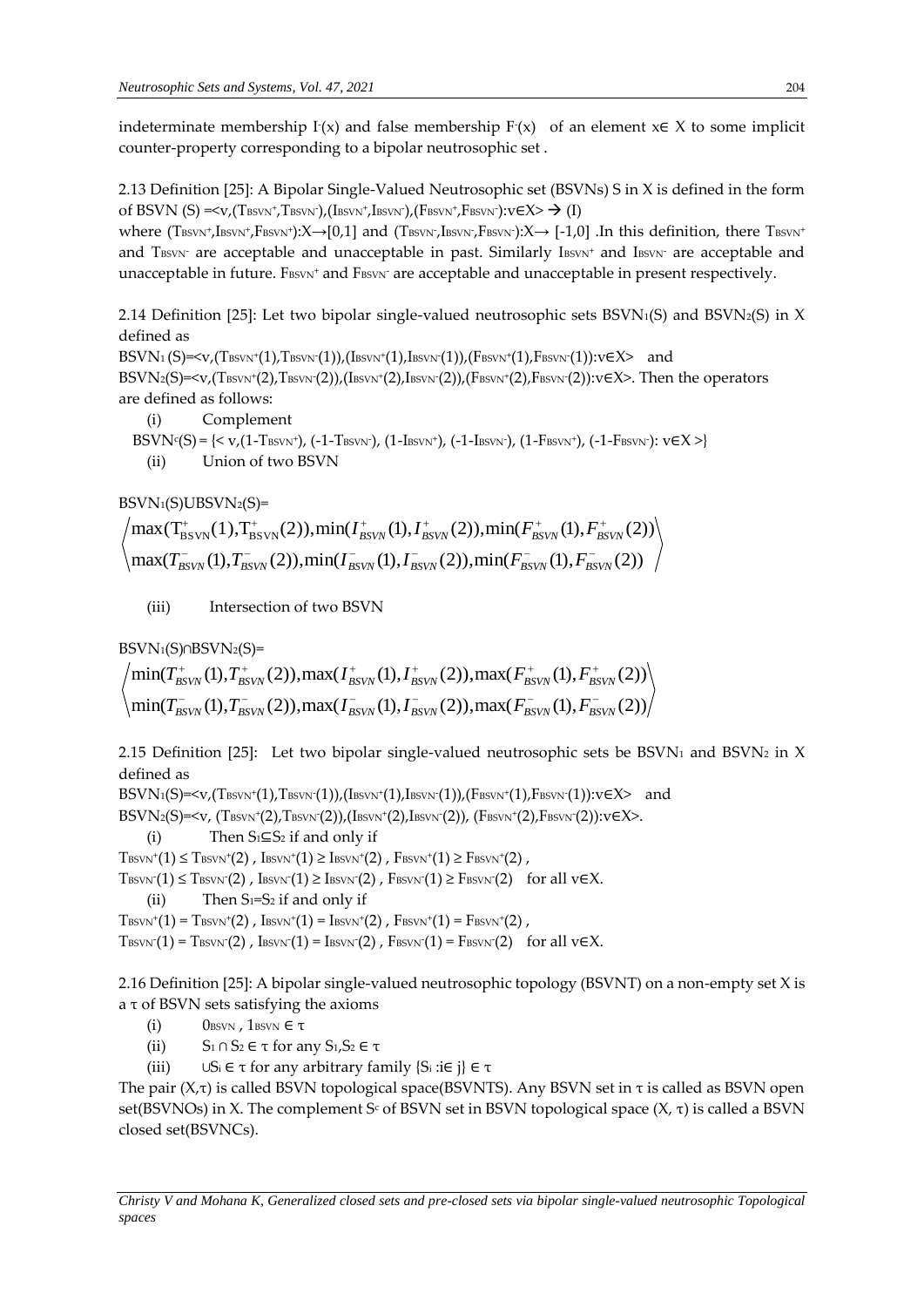indeterminate membership $I^-(x)$ and false membership $F^-(x)$ of an element $x \in X$ to some implicit counter-property corresponding to a bipolar neutrosophic set .

2.13 Definition [25]: A Bipolar Single-Valued Neutrosophic set (BSVNs) S in X is defined in the form of BSVN (S) $=\langle v,(T_{BSVN}^+,T_{BSVN}^-),(I_{BSVN}^+,I_{BSVN}^-),(F_{BSVN}^+,F_{BSVN}^-):v\in X\rangle \rightarrow$ (I)

where $(T_{BSVN}^+,I_{BSVN}^+,F_{BSVN}^+):X\rightarrow[0,1]$ and $(T_{BSVN}^-,I_{BSVN}^-,F_{BSVN}^-):X\rightarrow[-1,0]$ .In this definition, there $T_{BSVN}^+$ and $T_{BSVN}^-$ are acceptable and unacceptable in past. Similarly $I_{BSVN}^+$ and $I_{BSVN}^-$ are acceptable and unacceptable in future. $F_{BSVN}^+$ and $F_{BSVN}^-$ are acceptable and unacceptable in present respectively.

2.14 Definition [25]: Let two bipolar single-valued neutrosophic sets $BSVN_1(S)$ and $BSVN_2(S)$ in X defined as

$BSVN_1(S)=\langle v,(T_{BSVN}^+(1),T_{BSVN}^-(1)),(I_{BSVN}^+(1),I_{BSVN}^-(1)),(F_{BSVN}^+(1),F_{BSVN}^-(1)):v\in X\rangle$ and

$BSVN_2(S)=\langle v,(T_{BSVN}^+(2),T_{BSVN}^-(2)),(I_{BSVN}^+(2),I_{BSVN}^-(2)),(F_{BSVN}^+(2),F_{BSVN}^-(2)):v\in X\rangle$. Then the operators are defined as follows:

(i) Complement

$BSVN^c(S) = \{\langle v,(1-T_{BSVN}^+), (-1-T_{BSVN}^-), (1-I_{BSVN}^+), (-1-I_{BSVN}^-), (1-F_{BSVN}^+), (-1-F_{BSVN}^-): v\in X\rangle\}$

(ii) Union of two BSVN

$BSVN_1(S)UBSVN_2(S)=$

$$\left\langle \begin{matrix} \max(T_{BSVN}^+(1),T_{BSVN}^+(2)),\min(I_{BSVN}^+(1),I_{BSVN}^+(2)),\min(F_{BSVN}^+(1),F_{BSVN}^+(2)) \\ \max(T_{BSVN}^-(1),T_{BSVN}^-(2)),\min(I_{BSVN}^-(1),I_{BSVN}^-(2)),\min(F_{BSVN}^-(1),F_{BSVN}^-(2)) \end{matrix} \right\rangle$$

(iii) Intersection of two BSVN

$BSVN_1(S)\cap BSVN_2(S)=$

$$\left\langle \begin{matrix} \min(T_{BSVN}^+(1),T_{BSVN}^+(2)),\max(I_{BSVN}^+(1),I_{BSVN}^+(2)),\max(F_{BSVN}^+(1),F_{BSVN}^+(2)) \\ \min(T_{BSVN}^-(1),T_{BSVN}^-(2)),\max(I_{BSVN}^-(1),I_{BSVN}^-(2)),\max(F_{BSVN}^-(1),F_{BSVN}^-(2)) \end{matrix} \right\rangle$$

2.15 Definition [25]: Let two bipolar single-valued neutrosophic sets be $BSVN_1$ and $BSVN_2$ in X defined as

$BSVN_1(S)=\langle v,(T_{BSVN}^+(1),T_{BSVN}^-(1)),(I_{BSVN}^+(1),I_{BSVN}^-(1)),(F_{BSVN}^+(1),F_{BSVN}^-(1)):v\in X\rangle$ and

$BSVN_2(S)=\langle v, (T_{BSVN}^+(2),T_{BSVN}^-(2)),(I_{BSVN}^+(2),I_{BSVN}^-(2)), (F_{BSVN}^+(2),F_{BSVN}^-(2)):v\in X\rangle$.

(i) Then $S_1\subseteq S_2$ if and only if

$T_{BSVN}^+(1) \leq T_{BSVN}^+(2)$ , $I_{BSVN}^+(1) \geq I_{BSVN}^+(2)$ , $F_{BSVN}^+(1) \geq F_{BSVN}^+(2)$ ,

$T_{BSVN}^-(1) \leq T_{BSVN}^-(2)$ , $I_{BSVN}^-(1) \geq I_{BSVN}^-(2)$ , $F_{BSVN}^-(1) \geq F_{BSVN}^-(2)$ for all $v\in X$.

(ii) Then $S_1=S_2$ if and only if

$T_{BSVN}^+(1) = T_{BSVN}^+(2)$ , $I_{BSVN}^+(1) = I_{BSVN}^+(2)$ , $F_{BSVN}^+(1) = F_{BSVN}^+(2)$ ,

$T_{BSVN}^-(1) = T_{BSVN}^-(2)$ , $I_{BSVN}^-(1) = I_{BSVN}^-(2)$ , $F_{BSVN}^-(1) = F_{BSVN}^-(2)$ for all $v\in X$.

2.16 Definition [25]: A bipolar single-valued neutrosophic topology (BSVNT) on a non-empty set X is a $\tau$ of BSVN sets satisfying the axioms

(i) $0_{BSVN}$ , $1_{BSVN} \in \tau$

(ii) $S_1 \cap S_2 \in \tau$ for any $S_1,S_2 \in \tau$

(iii) $\cup S_i \in \tau$ for any arbitrary family $\{S_i : i\in j\} \in \tau$

The pair $(X,\tau)$ is called BSVN topological space(BSVNTS). Any BSVN set in $\tau$ is called as BSVN open set(BSVNOs) in X. The complement $S^c$ of BSVN set in BSVN topological space $(X, \tau)$ is called a BSVN closed set(BSVNCs).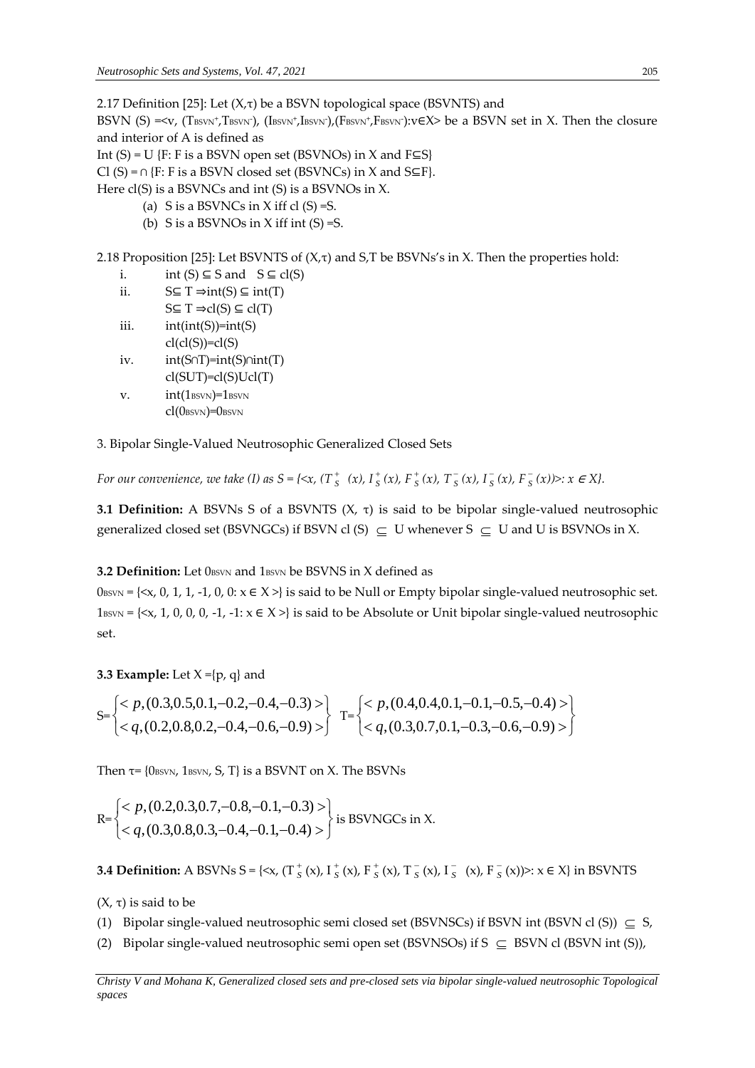2.17 Definition [25]: Let $(X,\tau)$ be a BSVN topological space (BSVNTS) and BSVN (S) $=\langle v, (T_{BSVN}^{+},T_{BSVN}^{-}), (I_{BSVN}^{+},I_{BSVN}^{-}),(F_{BSVN}^{+},F_{BSVN}^{-}): v\in X\rangle$ be a BSVN set in X. Then the closure and interior of A is defined as

Int (S) = U {F: F is a BSVN open set (BSVNOs) in X and F⊆S}

Cl (S) = ∩ {F: F is a BSVN closed set (BSVNCs) in X and S⊆F}.

Here cl(S) is a BSVNCs and int (S) is a BSVNOs in X.

(a) S is a BSVNCs in X iff cl (S) =S.

(b) S is a BSVNOs in X iff int (S) =S.

2.18 Proposition [25]: Let BSVNTS of $(X,\tau)$ and S,T be BSVNs's in X. Then the properties hold:

i. int (S) ⊆ S and S ⊆ cl(S)

ii. S⊆ T ⇒int(S) ⊆ int(T)
   S⊆ T ⇒cl(S) ⊆ cl(T)

iii. int(int(S))=int(S)
   cl(cl(S))=cl(S)

iv. int(S∩T)=int(S)∩int(T)
   cl(SUT)=cl(S)Ucl(T)

v. $int(1_{BSVN})=1_{BSVN}$
   $cl(0_{BSVN})=0_{BSVN}$

3. Bipolar Single-Valued Neutrosophic Generalized Closed Sets

*For our convenience, we take (I) as* $S = \{\langle x, (T_S^{+}(x), I_S^{+}(x), F_S^{+}(x), T_S^{-}(x), I_S^{-}(x), F_S^{-}(x))\rangle : x \in X\}$.

**3.1 Definition:** A BSVNs S of a BSVNTS $(X, \tau)$ is said to be bipolar single-valued neutrosophic generalized closed set (BSVNGCs) if BSVN cl (S) $\subseteq$ U whenever S $\subseteq$ U and U is BSVNOs in X.

**3.2 Definition:** Let $0_{BSVN}$ and $1_{BSVN}$ be BSVNS in X defined as

$0_{BSVN} = \{\langle x, 0, 1, 1, -1, 0, 0: x \in X\rangle\}$ is said to be Null or Empty bipolar single-valued neutrosophic set.
$1_{BSVN} = \{\langle x, 1, 0, 0, 0, -1, -1: x \in X\rangle\}$ is said to be Absolute or Unit bipolar single-valued neutrosophic set.

**3.3 Example:** Let X ={p, q} and

$$S=\begin{Bmatrix} < p,(0.3,0.5,0.1,-0.2,-0.4,-0.3)> \\ < q,(0.2,0.8,0.2,-0.4,-0.6,-0.9)> \end{Bmatrix} \quad T=\begin{Bmatrix} < p,(0.4,0.4,0.1,-0.1,-0.5,-0.4)> \\ < q,(0.3,0.7,0.1,-0.3,-0.6,-0.9)> \end{Bmatrix}$$

Then $\tau= \{0_{BSVN}, 1_{BSVN}, S, T\}$ is a BSVNT on X. The BSVNs

$$R=\begin{Bmatrix} < p,(0.2,0.3,0.7,-0.8,-0.1,-0.3)> \\ < q,(0.3,0.8,0.3,-0.4,-0.1,-0.4)> \end{Bmatrix}$$ is BSVNGCs in X.

**3.4 Definition:** A BSVNs $S = \{\langle x, (T_S^{+}(x), I_S^{+}(x), F_S^{+}(x), T_S^{-}(x), I_S^{-}(x), F_S^{-}(x))\rangle: x \in X\}$ in BSVNTS $(X, \tau)$ is said to be

(1) Bipolar single-valued neutrosophic semi closed set (BSVNSCs) if BSVN int (BSVN cl (S)) $\subseteq$ S,

(2) Bipolar single-valued neutrosophic semi open set (BSVNSOs) if S $\subseteq$ BSVN cl (BSVN int (S)),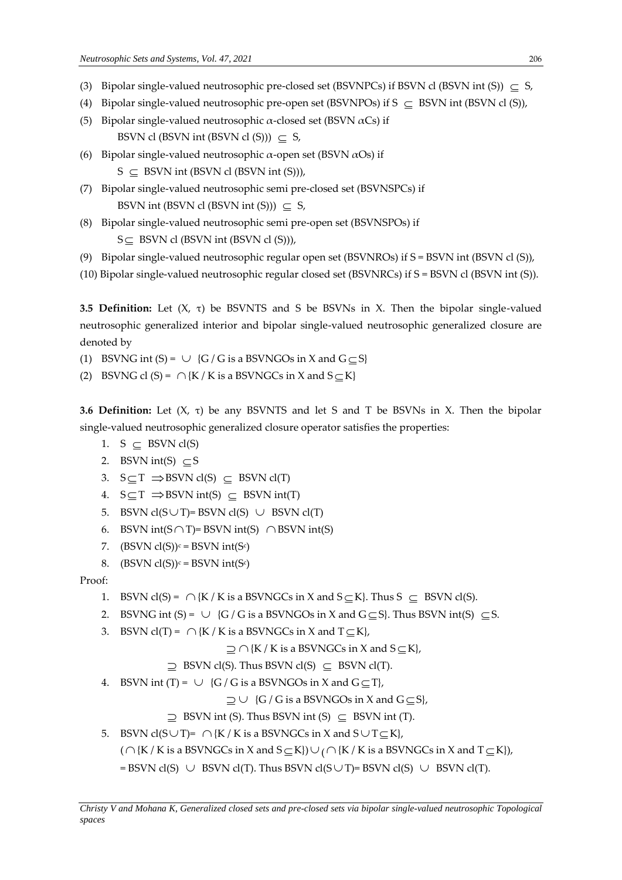(3) Bipolar single-valued neutrosophic pre-closed set (BSVNPCs) if BSVN cl (BSVN int (S)) $\subseteq$ S,

(4) Bipolar single-valued neutrosophic pre-open set (BSVNPOs) if S $\subseteq$ BSVN int (BSVN cl (S)),

(5) Bipolar single-valued neutrosophic $\alpha$-closed set (BSVN $\alpha$Cs) if
BSVN cl (BSVN int (BSVN cl (S))) $\subseteq$ S,

(6) Bipolar single-valued neutrosophic $\alpha$-open set (BSVN $\alpha$Os) if
S $\subseteq$ BSVN int (BSVN cl (BSVN int (S))),

(7) Bipolar single-valued neutrosophic semi pre-closed set (BSVNSPCs) if
BSVN int (BSVN cl (BSVN int (S))) $\subseteq$ S,

(8) Bipolar single-valued neutrosophic semi pre-open set (BSVNSPOs) if
S $\subseteq$ BSVN cl (BSVN int (BSVN cl (S))),

(9) Bipolar single-valued neutrosophic regular open set (BSVNROs) if S = BSVN int (BSVN cl (S)),

(10) Bipolar single-valued neutrosophic regular closed set (BSVNRCs) if S = BSVN cl (BSVN int (S)).

**3.5 Definition:** Let (X, $\tau$) be BSVNTS and S be BSVNs in X. Then the bipolar single-valued neutrosophic generalized interior and bipolar single-valued neutrosophic generalized closure are denoted by

(1) BSVNG int (S) = $\cup$ {G / G is a BSVNGOs in X and G $\subseteq$ S}

(2) BSVNG cl (S) = $\cap$ {K / K is a BSVNGCs in X and S $\subseteq$ K}

**3.6 Definition:** Let (X, $\tau$) be any BSVNTS and let S and T be BSVNs in X. Then the bipolar single-valued neutrosophic generalized closure operator satisfies the properties:

1. S $\subseteq$ BSVN cl(S)
2. BSVN int(S) $\subseteq$ S
3. S $\subseteq$ T $\Rightarrow$ BSVN cl(S) $\subseteq$ BSVN cl(T)
4. S $\subseteq$ T $\Rightarrow$ BSVN int(S) $\subseteq$ BSVN int(T)
5. BSVN cl(S $\cup$ T)= BSVN cl(S) $\cup$ BSVN cl(T)
6. BSVN int(S $\cap$ T)= BSVN int(S) $\cap$ BSVN int(S)
7. (BSVN cl(S))$^c$ = BSVN int(S$^c$)
8. (BSVN cl(S))$^c$ = BSVN int(S$^c$)

Proof:

1. BSVN cl(S) = $\cap$ {K / K is a BSVNGCs in X and S $\subseteq$ K}. Thus S $\subseteq$ BSVN cl(S).
2. BSVNG int (S) = $\cup$ {G / G is a BSVNGOs in X and G $\subseteq$ S}. Thus BSVN int(S) $\subseteq$ S.
3. BSVN cl(T) = $\cap$ {K / K is a BSVNGCs in X and T $\subseteq$ K},
   $\supseteq$ $\cap$ {K / K is a BSVNGCs in X and S $\subseteq$ K},
   $\supseteq$ BSVN cl(S). Thus BSVN cl(S) $\subseteq$ BSVN cl(T).
4. BSVN int (T) = $\cup$ {G / G is a BSVNGOs in X and G $\subseteq$ T},
   $\supseteq$ $\cup$ {G / G is a BSVNGOs in X and G $\subseteq$ S},
   $\supseteq$ BSVN int (S). Thus BSVN int (S) $\subseteq$ BSVN int (T).
5. BSVN cl(S $\cup$ T)= $\cap$ {K / K is a BSVNGCs in X and S $\cup$ T $\subseteq$ K},
   ($\cap$ {K / K is a BSVNGCs in X and S $\subseteq$ K}) $\cup$ ($\cap$ {K / K is a BSVNGCs in X and T $\subseteq$ K}),
   = BSVN cl(S) $\cup$ BSVN cl(T). Thus BSVN cl(S $\cup$ T)= BSVN cl(S) $\cup$ BSVN cl(T).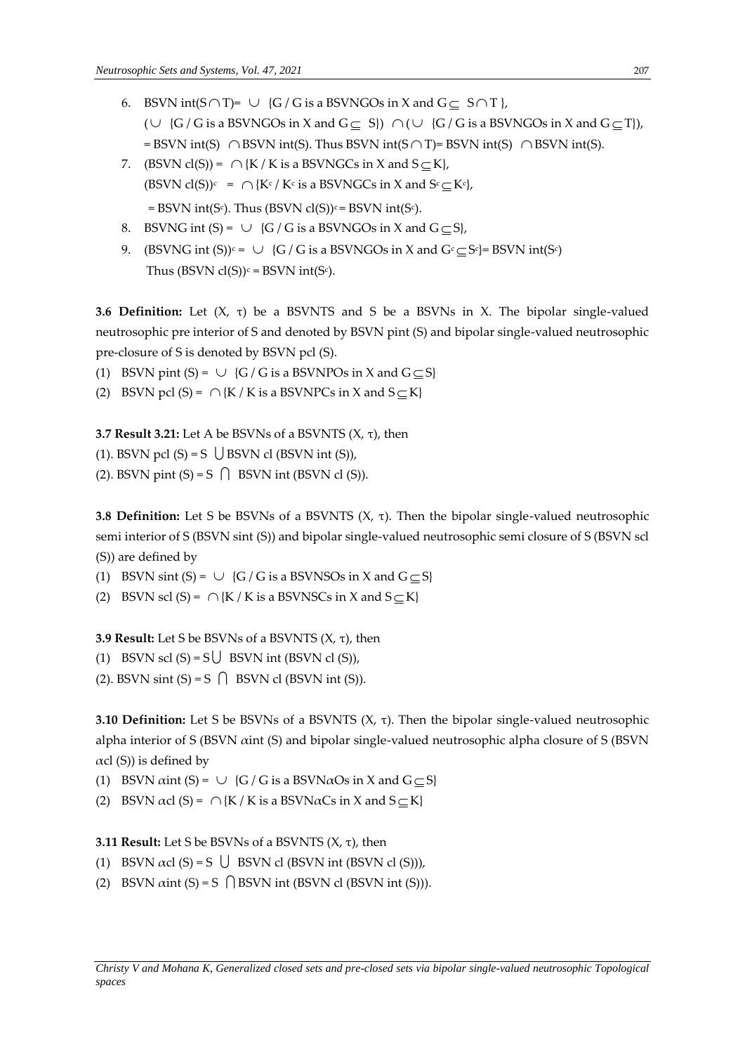6. BSVN int$(S \cap T)$= $\cup$ {G / G is a BSVNGOs in X and $G \subseteq S \cap T$ },
   ($\cup$ {G / G is a BSVNGOs in X and $G \subseteq S$}) $\cap$ ($\cup$ {G / G is a BSVNGOs in X and $G \subseteq T$}),
   = BSVN int(S) $\cap$ BSVN int(S). Thus BSVN int$(S \cap T)$= BSVN int(S) $\cap$ BSVN int(S).
7. (BSVN cl(S)) = $\cap$ {K / K is a BSVNGCs in X and $S \subseteq K$},
   $(\text{BSVN cl}(S))^c$ = $\cap$ {$K^c$ / $K^c$ is a BSVNGCs in X and $S^c \subseteq K^c$},
   = BSVN int$(S^c)$. Thus $(\text{BSVN cl}(S))^c$ = BSVN int$(S^c)$.
8. BSVNG int (S) = $\cup$ {G / G is a BSVNGOs in X and $G \subseteq S$},
9. $(\text{BSVNG int }(S))^c$ = $\cup$ {G / G is a BSVNGOs in X and $G^c \subseteq S^c$}= BSVN int$(S^c)$
   Thus $(\text{BSVN cl}(S))^c$ = BSVN int$(S^c)$.

**3.6 Definition:** Let $(X, \tau)$ be a BSVNTS and S be a BSVNs in X. The bipolar single-valued neutrosophic pre interior of S and denoted by BSVN pint (S) and bipolar single-valued neutrosophic pre-closure of S is denoted by BSVN pcl (S).

(1) BSVN pint (S) = $\cup$ {G / G is a BSVNPOs in X and $G \subseteq S$}
(2) BSVN pcl (S) = $\cap$ {K / K is a BSVNPCs in X and $S \subseteq K$}

**3.7 Result 3.21:** Let A be BSVNs of a BSVNTS $(X, \tau)$, then

(1). BSVN pcl (S) = S $\bigcup$ BSVN cl (BSVN int (S)),
(2). BSVN pint (S) = S $\bigcap$ BSVN int (BSVN cl (S)).

**3.8 Definition:** Let S be BSVNs of a BSVNTS $(X, \tau)$. Then the bipolar single-valued neutrosophic semi interior of S (BSVN sint (S)) and bipolar single-valued neutrosophic semi closure of S (BSVN scl (S)) are defined by

(1) BSVN sint (S) = $\cup$ {G / G is a BSVNSOs in X and $G \subseteq S$}
(2) BSVN scl (S) = $\cap$ {K / K is a BSVNSCs in X and $S \subseteq K$}

**3.9 Result:** Let S be BSVNs of a BSVNTS $(X, \tau)$, then

(1) BSVN scl (S) = S$\bigcup$ BSVN int (BSVN cl (S)),
(2). BSVN sint (S) = S $\bigcap$ BSVN cl (BSVN int (S)).

**3.10 Definition:** Let S be BSVNs of a BSVNTS $(X, \tau)$. Then the bipolar single-valued neutrosophic alpha interior of S (BSVN $\alpha$int (S) and bipolar single-valued neutrosophic alpha closure of S (BSVN $\alpha$cl (S)) is defined by

(1) BSVN $\alpha$int (S) = $\cup$ {G / G is a BSVN$\alpha$Os in X and $G \subseteq S$}
(2) BSVN $\alpha$cl (S) = $\cap$ {K / K is a BSVN$\alpha$Cs in X and $S \subseteq K$}

**3.11 Result:** Let S be BSVNs of a BSVNTS $(X, \tau)$, then

(1) BSVN $\alpha$cl (S) = S $\bigcup$ BSVN cl (BSVN int (BSVN cl (S))),
(2) BSVN $\alpha$int (S) = S $\bigcap$ BSVN int (BSVN cl (BSVN int (S))).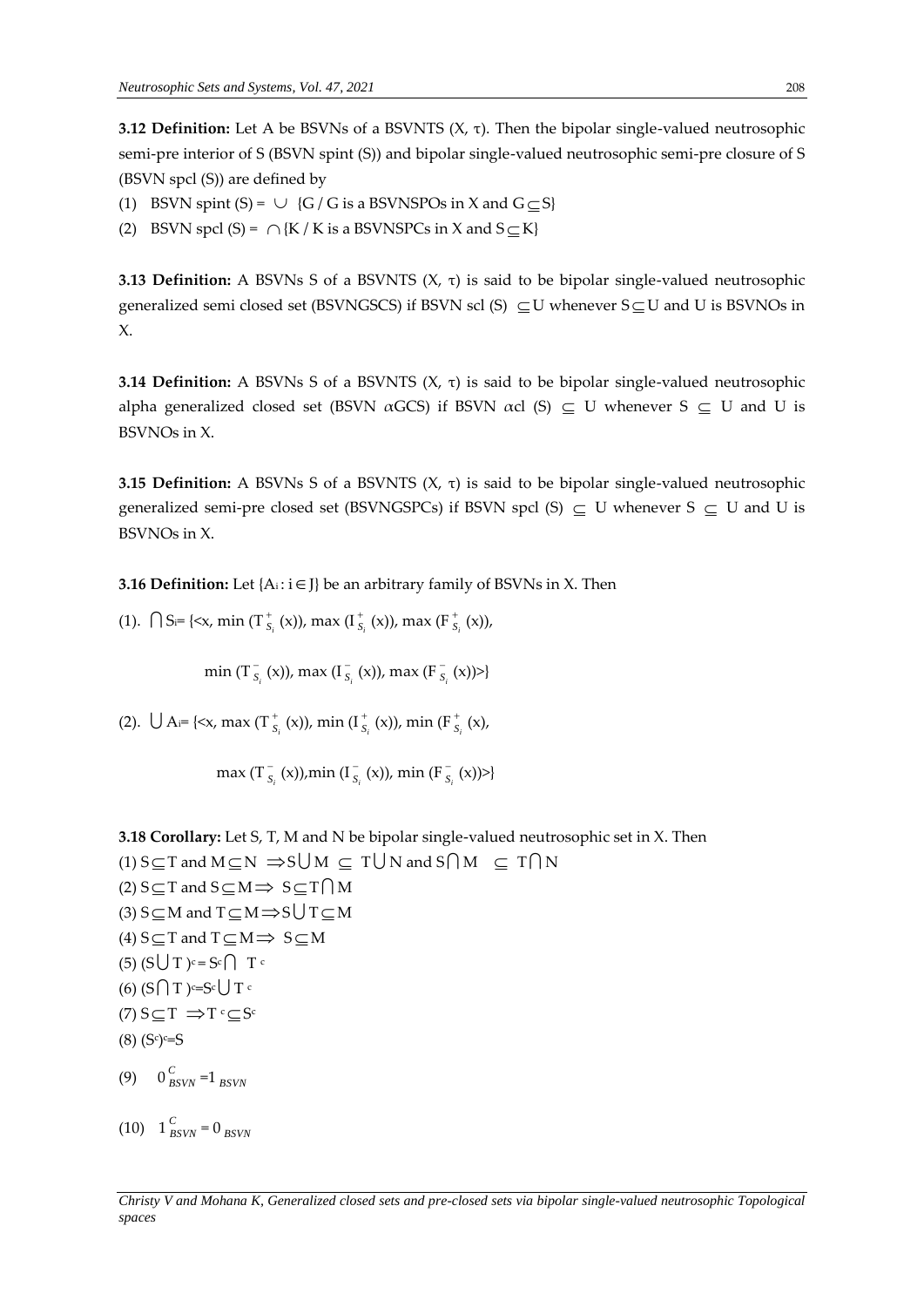**3.12 Definition:** Let A be BSVNs of a BSVNTS (X, τ). Then the bipolar single-valued neutrosophic semi-pre interior of S (BSVN spint (S)) and bipolar single-valued neutrosophic semi-pre closure of S (BSVN spcl (S)) are defined by

(1) BSVN spint (S) = $\cup$ {G / G is a BSVNSPOs in X and G$\subseteq$S}

(2) BSVN spcl (S) = $\cap$ {K / K is a BSVNSPCs in X and S$\subseteq$K}

**3.13 Definition:** A BSVNs S of a BSVNTS (X, τ) is said to be bipolar single-valued neutrosophic generalized semi closed set (BSVNGSCS) if BSVN scl (S) $\subseteq$U whenever S$\subseteq$U and U is BSVNOs in X.

**3.14 Definition:** A BSVNs S of a BSVNTS (X, τ) is said to be bipolar single-valued neutrosophic alpha generalized closed set (BSVN $\alpha$GCS) if BSVN $\alpha$cl (S) $\subseteq$ U whenever S $\subseteq$ U and U is BSVNOs in X.

**3.15 Definition:** A BSVNs S of a BSVNTS (X, τ) is said to be bipolar single-valued neutrosophic generalized semi-pre closed set (BSVNGSPCs) if BSVN spcl (S) $\subseteq$ U whenever S $\subseteq$ U and U is BSVNOs in X.

**3.16 Definition:** Let {$A_i$ : i$\in$J} be an arbitrary family of BSVNs in X. Then

(1). $\bigcap S_i$= {<x, min ($T^+_{S_i}$ (x)), max ($I^+_{S_i}$ (x)), max ($F^+_{S_i}$ (x)),

min ($T^-_{S_i}$ (x)), max ($I^-_{S_i}$ (x)), max ($F^-_{S_i}$ (x))>}

(2). $\bigcup A_i$= {<x, max ($T^+_{S_i}$ (x)), min ($I^+_{S_i}$ (x)), min ($F^+_{S_i}$ (x),

max ($T^-_{S_i}$ (x)),min ($I^-_{S_i}$ (x)), min ($F^-_{S_i}$ (x))>}

**3.18 Corollary:** Let S, T, M and N be bipolar single-valued neutrosophic set in X. Then

(1) $S\subseteq T$ and $M\subseteq N \Rightarrow S\bigcup M \subseteq T\bigcup N$ and $S\bigcap M \subseteq T\bigcap N$

(2) $S\subseteq T$ and $S\subseteq M\Rightarrow S\subseteq T\bigcap M$

(3) $S\subseteq M$ and $T\subseteq M\Rightarrow S\bigcup T\subseteq M$

(4) $S\subseteq T$ and $T\subseteq M\Rightarrow S\subseteq M$

(5) $(S\bigcup T)^c = S^c\bigcap T^c$

(6) $(S\bigcap T)^c=S^c\bigcup T^c$

(7) $S\subseteq T \Rightarrow T^c\subseteq S^c$

(8) $(S^c)^c=S$

(9) $0^C_{BSVN} =1_{BSVN}$

(10) $1^C_{BSVN} = 0_{BSVN}$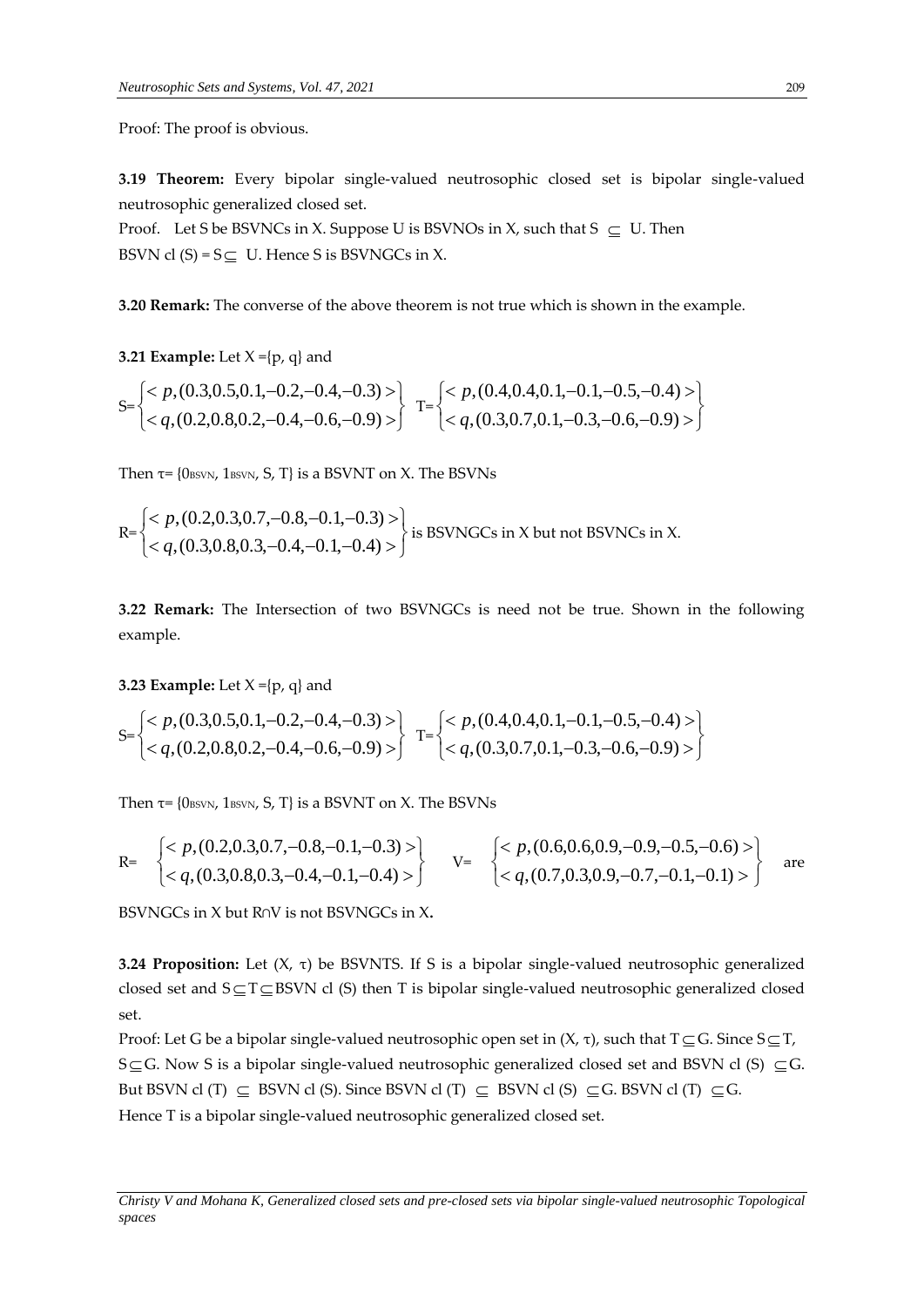Proof: The proof is obvious.

**3.19 Theorem:** Every bipolar single-valued neutrosophic closed set is bipolar single-valued neutrosophic generalized closed set.

Proof. Let S be BSVNCs in X. Suppose U is BSVNOs in X, such that $S \subseteq U$. Then BSVN cl (S) = $S \subseteq U$. Hence S is BSVNGCs in X.

**3.20 Remark:** The converse of the above theorem is not true which is shown in the example.

**3.21 Example:** Let X ={p, q} and

$$S=\begin{Bmatrix} < p,(0.3,0.5,0.1,-0.2,-0.4,-0.3) > \\ < q,(0.2,0.8,0.2,-0.4,-0.6,-0.9) > \end{Bmatrix} \quad T=\begin{Bmatrix} < p,(0.4,0.4,0.1,-0.1,-0.5,-0.4) > \\ < q,(0.3,0.7,0.1,-0.3,-0.6,-0.9) > \end{Bmatrix}$$

Then $\tau$= {$0_{BSVN}$, $1_{BSVN}$, S, T} is a BSVNT on X. The BSVNs

$$R=\begin{Bmatrix} < p,(0.2,0.3,0.7,-0.8,-0.1,-0.3) > \\ < q,(0.3,0.8,0.3,-0.4,-0.1,-0.4) > \end{Bmatrix}$$ is BSVNGCs in X but not BSVNCs in X.

**3.22 Remark:** The Intersection of two BSVNGCs is need not be true. Shown in the following example.

**3.23 Example:** Let X ={p, q} and

$$S=\begin{Bmatrix} < p,(0.3,0.5,0.1,-0.2,-0.4,-0.3) > \\ < q,(0.2,0.8,0.2,-0.4,-0.6,-0.9) > \end{Bmatrix} \quad T=\begin{Bmatrix} < p,(0.4,0.4,0.1,-0.1,-0.5,-0.4) > \\ < q,(0.3,0.7,0.1,-0.3,-0.6,-0.9) > \end{Bmatrix}$$

Then $\tau$= {$0_{BSVN}$, $1_{BSVN}$, S, T} is a BSVNT on X. The BSVNs

$$R=\begin{Bmatrix} < p,(0.2,0.3,0.7,-0.8,-0.1,-0.3) > \\ < q,(0.3,0.8,0.3,-0.4,-0.1,-0.4) > \end{Bmatrix} \quad V=\begin{Bmatrix} < p,(0.6,0.6,0.9,-0.9,-0.5,-0.6) > \\ < q,(0.7,0.3,0.9,-0.7,-0.1,-0.1) > \end{Bmatrix}$$ are

BSVNGCs in X but $R \cap V$ is not BSVNGCs in X**.**

**3.24 Proposition:** Let (X, $\tau$) be BSVNTS. If S is a bipolar single-valued neutrosophic generalized closed set and $S \subseteq T \subseteq$ BSVN cl (S) then T is bipolar single-valued neutrosophic generalized closed set.

Proof: Let G be a bipolar single-valued neutrosophic open set in (X, $\tau$), such that $T \subseteq G$. Since $S \subseteq T$, $S \subseteq G$. Now S is a bipolar single-valued neutrosophic generalized closed set and BSVN cl (S) $\subseteq G$. But BSVN cl (T) $\subseteq$ BSVN cl (S). Since BSVN cl (T) $\subseteq$ BSVN cl (S) $\subseteq G$. BSVN cl (T) $\subseteq G$.

Hence T is a bipolar single-valued neutrosophic generalized closed set.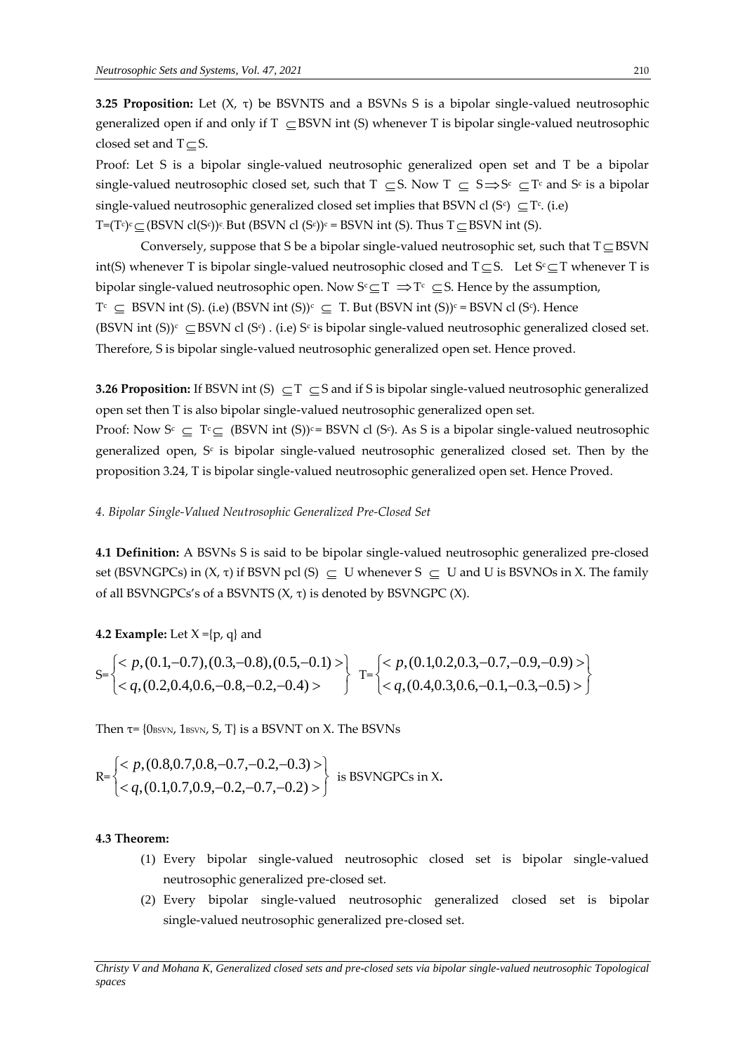**3.25 Proposition:** Let (X, τ) be BSVNTS and a BSVNs S is a bipolar single-valued neutrosophic generalized open if and only if T $\subseteq$BSVN int (S) whenever T is bipolar single-valued neutrosophic closed set and T$\subseteq$S.

Proof: Let S is a bipolar single-valued neutrosophic generalized open set and T be a bipolar single-valued neutrosophic closed set, such that T $\subseteq$S. Now T $\subseteq$ S$\Rightarrow$S$^c$ $\subseteq$T$^c$ and S$^c$ is a bipolar single-valued neutrosophic generalized closed set implies that BSVN cl (S$^c$) $\subseteq$T$^c$. (i.e) T=(T$^c$)$^c$$\subseteq$(BSVN cl(S$^c$))$^c$. But (BSVN cl (S$^c$))$^c$ = BSVN int (S). Thus T$\subseteq$BSVN int (S).

Conversely, suppose that S be a bipolar single-valued neutrosophic set, such that T$\subseteq$BSVN int(S) whenever T is bipolar single-valued neutrosophic closed and T$\subseteq$S. Let S$^c$$\subseteq$T whenever T is bipolar single-valued neutrosophic open. Now S$^c$$\subseteq$T $\Rightarrow$T$^c$ $\subseteq$S. Hence by the assumption, T$^c$ $\subseteq$ BSVN int (S). (i.e) (BSVN int (S))$^c$ $\subseteq$ T. But (BSVN int (S))$^c$ = BSVN cl (S$^c$). Hence (BSVN int (S))$^c$ $\subseteq$BSVN cl (S$^c$) . (i.e) S$^c$ is bipolar single-valued neutrosophic generalized closed set. Therefore, S is bipolar single-valued neutrosophic generalized open set. Hence proved.

**3.26 Proposition:** If BSVN int (S) $\subseteq$T $\subseteq$S and if S is bipolar single-valued neutrosophic generalized open set then T is also bipolar single-valued neutrosophic generalized open set.

Proof: Now S$^c$ $\subseteq$ T$^c$$\subseteq$ (BSVN int (S))$^c$= BSVN cl (S$^c$). As S is a bipolar single-valued neutrosophic generalized open, S$^c$ is bipolar single-valued neutrosophic generalized closed set. Then by the proposition 3.24, T is bipolar single-valued neutrosophic generalized open set. Hence Proved.

*4. Bipolar Single-Valued Neutrosophic Generalized Pre-Closed Set*

**4.1 Definition:** A BSVNs S is said to be bipolar single-valued neutrosophic generalized pre-closed set (BSVNGPCs) in (X, τ) if BSVN pcl (S) $\subseteq$ U whenever S $\subseteq$ U and U is BSVNOs in X. The family of all BSVNGPCs's of a BSVNTS (X, τ) is denoted by BSVNGPC (X).

**4.2 Example:** Let X ={p, q} and

$$S=\begin{Bmatrix} < p,(0.1,-0.7),(0.3,-0.8),(0.5,-0.1)> \\ < q,(0.2,0.4,0.6,-0.8,-0.2,-0.4)> \end{Bmatrix} \quad T=\begin{Bmatrix} < p,(0.1,0.2,0.3,-0.7,-0.9,-0.9)> \\ < q,(0.4,0.3,0.6,-0.1,-0.3,-0.5)> \end{Bmatrix}$$

Then τ= {$0_{BSVN}$, $1_{BSVN}$, S, T} is a BSVNT on X. The BSVNs

$$R=\begin{Bmatrix} < p,(0.8,0.7,0.8,-0.7,-0.2,-0.3)> \\ < q,(0.1,0.7,0.9,-0.2,-0.7,-0.2)> \end{Bmatrix}$$ is BSVNGPCs in X.

**4.3 Theorem:**

1. Every bipolar single-valued neutrosophic closed set is bipolar single-valued neutrosophic generalized pre-closed set.
2. Every bipolar single-valued neutrosophic generalized closed set is bipolar single-valued neutrosophic generalized pre-closed set.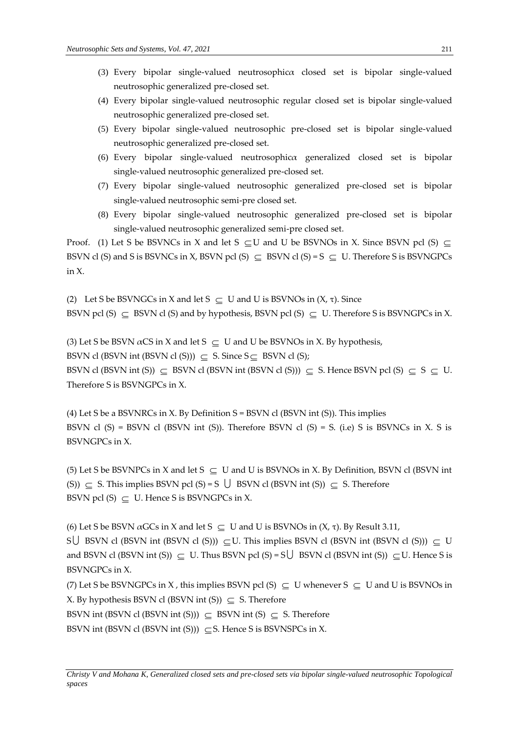(3) Every bipolar single-valued neutrosophic$\alpha$ closed set is bipolar single-valued neutrosophic generalized pre-closed set.

(4) Every bipolar single-valued neutrosophic regular closed set is bipolar single-valued neutrosophic generalized pre-closed set.

(5) Every bipolar single-valued neutrosophic pre-closed set is bipolar single-valued neutrosophic generalized pre-closed set.

(6) Every bipolar single-valued neutrosophic$\alpha$ generalized closed set is bipolar single-valued neutrosophic generalized pre-closed set.

(7) Every bipolar single-valued neutrosophic generalized pre-closed set is bipolar single-valued neutrosophic semi-pre closed set.

(8) Every bipolar single-valued neutrosophic generalized pre-closed set is bipolar single-valued neutrosophic generalized semi-pre closed set.

Proof. (1) Let S be BSVNCs in X and let S $\subseteq$ U and U be BSVNOs in X. Since BSVN pcl (S) $\subseteq$ BSVN cl (S) and S is BSVNCs in X, BSVN pcl (S) $\subseteq$ BSVN cl (S) = S $\subseteq$ U. Therefore S is BSVNGPCs in X.

(2) Let S be BSVNGCs in X and let S $\subseteq$ U and U is BSVNOs in (X, $\tau$). Since BSVN pcl (S) $\subseteq$ BSVN cl (S) and by hypothesis, BSVN pcl (S) $\subseteq$ U. Therefore S is BSVNGPCs in X.

(3) Let S be BSVN $\alpha$CS in X and let S $\subseteq$ U and U be BSVNOs in X. By hypothesis, BSVN cl (BSVN int (BSVN cl (S))) $\subseteq$ S. Since S $\subseteq$ BSVN cl (S); BSVN cl (BSVN int (S)) $\subseteq$ BSVN cl (BSVN int (BSVN cl (S))) $\subseteq$ S. Hence BSVN pcl (S) $\subseteq$ S $\subseteq$ U. Therefore S is BSVNGPCs in X.

(4) Let S be a BSVNRCs in X. By Definition S = BSVN cl (BSVN int (S)). This implies BSVN cl (S) = BSVN cl (BSVN int (S)). Therefore BSVN cl (S) = S. (i.e) S is BSVNCs in X. S is BSVNGPCs in X.

(5) Let S be BSVNPCs in X and let S $\subseteq$ U and U is BSVNOs in X. By Definition, BSVN cl (BSVN int (S)) $\subseteq$ S. This implies BSVN pcl (S) = S $\bigcup$ BSVN cl (BSVN int (S)) $\subseteq$ S. Therefore BSVN pcl (S) $\subseteq$ U. Hence S is BSVNGPCs in X.

(6) Let S be BSVN $\alpha$GCs in X and let S $\subseteq$ U and U is BSVNOs in (X, $\tau$). By Result 3.11, S $\bigcup$ BSVN cl (BSVN int (BSVN cl (S))) $\subseteq$ U. This implies BSVN cl (BSVN int (BSVN cl (S))) $\subseteq$ U and BSVN cl (BSVN int (S)) $\subseteq$ U. Thus BSVN pcl (S) = S $\bigcup$ BSVN cl (BSVN int (S)) $\subseteq$ U. Hence S is BSVNGPCs in X.

(7) Let S be BSVNGPCs in X , this implies BSVN pcl (S) $\subseteq$ U whenever S $\subseteq$ U and U is BSVNOs in X. By hypothesis BSVN cl (BSVN int (S)) $\subseteq$ S. Therefore BSVN int (BSVN cl (BSVN int (S))) $\subseteq$ BSVN int (S) $\subseteq$ S. Therefore BSVN int (BSVN cl (BSVN int (S))) $\subseteq$ S. Hence S is BSVNSPCs in X.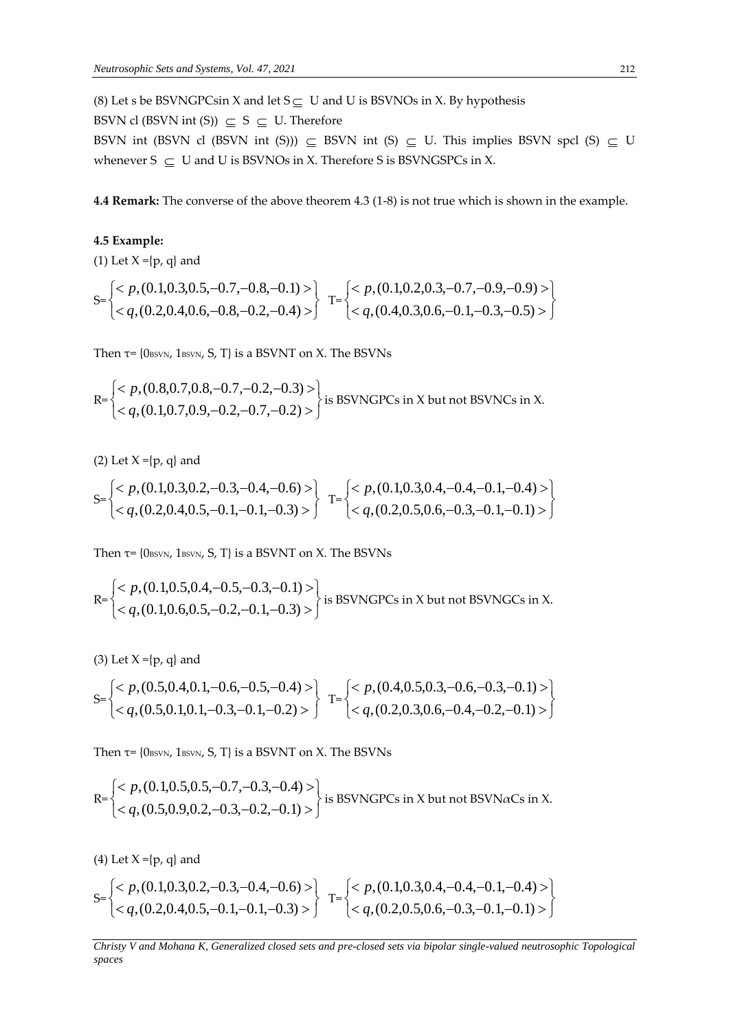(8) Let s be BSVNGPCsin X and let $S \subseteq U$ and U is BSVNOs in X. By hypothesis BSVN cl (BSVN int (S)) $\subseteq$ S $\subseteq$ U. Therefore BSVN int (BSVN cl (BSVN int (S))) $\subseteq$ BSVN int (S) $\subseteq$ U. This implies BSVN spcl (S) $\subseteq$ U whenever S $\subseteq$ U and U is BSVNOs in X. Therefore S is BSVNGSPCs in X.

**4.4 Remark:** The converse of the above theorem 4.3 (1-8) is not true which is shown in the example.

**4.5 Example:**

(1) Let X ={p, q} and

$$S=\begin{Bmatrix} <p,(0.1,0.3,0.5,-0.7,-0.8,-0.1)> \\ <q,(0.2,0.4,0.6,-0.8,-0.2,-0.4)> \end{Bmatrix} \quad T=\begin{Bmatrix} <p,(0.1,0.2,0.3,-0.7,-0.9,-0.9)> \\ <q,(0.4,0.3,0.6,-0.1,-0.3,-0.5)> \end{Bmatrix}$$

Then $\tau$= {$0_{BSVN}$, $1_{BSVN}$, S, T} is a BSVNT on X. The BSVNs

$$R=\begin{Bmatrix} <p,(0.8,0.7,0.8,-0.7,-0.2,-0.3)> \\ <q,(0.1,0.7,0.9,-0.2,-0.7,-0.2)> \end{Bmatrix}$$ is BSVNGPCs in X but not BSVNCs in X.

(2) Let X ={p, q} and

$$S=\begin{Bmatrix} <p,(0.1,0.3,0.2,-0.3,-0.4,-0.6)> \\ <q,(0.2,0.4,0.5,-0.1,-0.1,-0.3)> \end{Bmatrix} \quad T=\begin{Bmatrix} <p,(0.1,0.3,0.4,-0.4,-0.1,-0.4)> \\ <q,(0.2,0.5,0.6,-0.3,-0.1,-0.1)> \end{Bmatrix}$$

Then $\tau$= {$0_{BSVN}$, $1_{BSVN}$, S, T} is a BSVNT on X. The BSVNs

$$R=\begin{Bmatrix} <p,(0.1,0.5,0.4,-0.5,-0.3,-0.1)> \\ <q,(0.1,0.6,0.5,-0.2,-0.1,-0.3)> \end{Bmatrix}$$ is BSVNGPCs in X but not BSVNGCs in X.

(3) Let X ={p, q} and

$$S=\begin{Bmatrix} <p,(0.5,0.4,0.1,-0.6,-0.5,-0.4)> \\ <q,(0.5,0.1,0.1,-0.3,-0.1,-0.2)> \end{Bmatrix} \quad T=\begin{Bmatrix} <p,(0.4,0.5,0.3,-0.6,-0.3,-0.1)> \\ <q,(0.2,0.3,0.6,-0.4,-0.2,-0.1)> \end{Bmatrix}$$

Then $\tau$= {$0_{BSVN}$, $1_{BSVN}$, S, T} is a BSVNT on X. The BSVNs

$$R=\begin{Bmatrix} <p,(0.1,0.5,0.5,-0.7,-0.3,-0.4)> \\ <q,(0.5,0.9,0.2,-0.3,-0.2,-0.1)> \end{Bmatrix}$$ is BSVNGPCs in X but not BSVN$\alpha$Cs in X.

(4) Let X ={p, q} and

$$S=\begin{Bmatrix} <p,(0.1,0.3,0.2,-0.3,-0.4,-0.6)> \\ <q,(0.2,0.4,0.5,-0.1,-0.1,-0.3)> \end{Bmatrix} \quad T=\begin{Bmatrix} <p,(0.1,0.3,0.4,-0.4,-0.1,-0.4)> \\ <q,(0.2,0.5,0.6,-0.3,-0.1,-0.1)> \end{Bmatrix}$$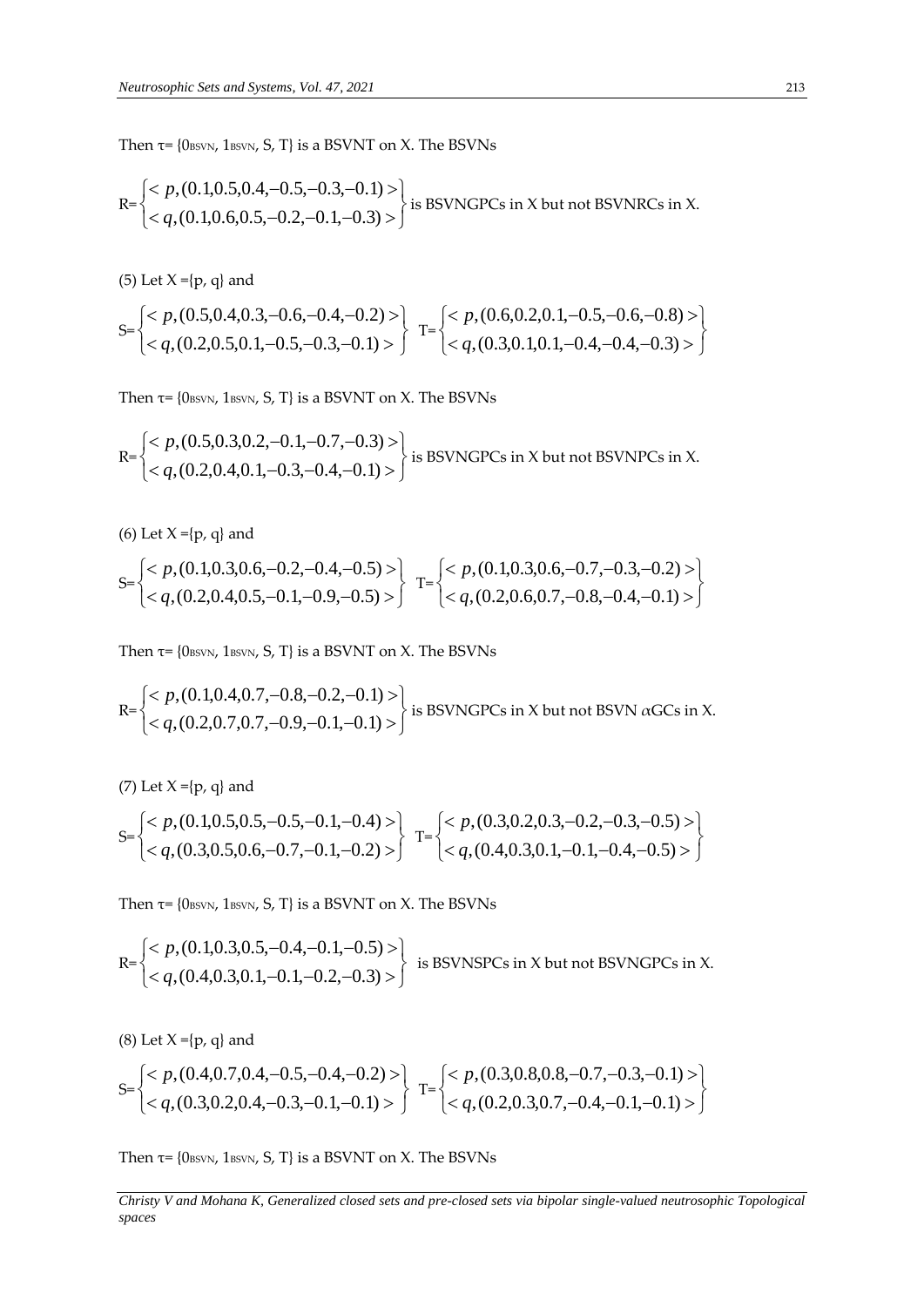Then τ= {$0_{BSVN}$, $1_{BSVN}$, S, T} is a BSVNT on X. The BSVNs

R= $\left\{ \begin{array}{l} < p,(0.1,0.5,0.4,-0.5,-0.3,-0.1) > \\ < q,(0.1,0.6,0.5,-0.2,-0.1,-0.3) > \end{array} \right\}$ is BSVNGPCs in X but not BSVNRCs in X.

(5) Let X ={p, q} and

S= $\left\{ \begin{array}{l} < p,(0.5,0.4,0.3,-0.6,-0.4,-0.2) > \\ < q,(0.2,0.5,0.1,-0.5,-0.3,-0.1) > \end{array} \right\}$ T= $\left\{ \begin{array}{l} < p,(0.6,0.2,0.1,-0.5,-0.6,-0.8) > \\ < q,(0.3,0.1,0.1,-0.4,-0.4,-0.3) > \end{array} \right\}$

Then τ= {$0_{BSVN}$, $1_{BSVN}$, S, T} is a BSVNT on X. The BSVNs

R= $\left\{ \begin{array}{l} < p,(0.5,0.3,0.2,-0.1,-0.7,-0.3) > \\ < q,(0.2,0.4,0.1,-0.3,-0.4,-0.1) > \end{array} \right\}$ is BSVNGPCs in X but not BSVNPCs in X.

(6) Let X ={p, q} and

S= $\left\{ \begin{array}{l} < p,(0.1,0.3,0.6,-0.2,-0.4,-0.5) > \\ < q,(0.2,0.4,0.5,-0.1,-0.9,-0.5) > \end{array} \right\}$ T= $\left\{ \begin{array}{l} < p,(0.1,0.3,0.6,-0.7,-0.3,-0.2) > \\ < q,(0.2,0.6,0.7,-0.8,-0.4,-0.1) > \end{array} \right\}$

Then τ= {$0_{BSVN}$, $1_{BSVN}$, S, T} is a BSVNT on X. The BSVNs

R= $\left\{ \begin{array}{l} < p,(0.1,0.4,0.7,-0.8,-0.2,-0.1) > \\ < q,(0.2,0.7,0.7,-0.9,-0.1,-0.1) > \end{array} \right\}$ is BSVNGPCs in X but not BSVN $\alpha$GCs in X.

(7) Let X ={p, q} and

S= $\left\{ \begin{array}{l} < p,(0.1,0.5,0.5,-0.5,-0.1,-0.4) > \\ < q,(0.3,0.5,0.6,-0.7,-0.1,-0.2) > \end{array} \right\}$ T= $\left\{ \begin{array}{l} < p,(0.3,0.2,0.3,-0.2,-0.3,-0.5) > \\ < q,(0.4,0.3,0.1,-0.1,-0.4,-0.5) > \end{array} \right\}$

Then τ= {$0_{BSVN}$, $1_{BSVN}$, S, T} is a BSVNT on X. The BSVNs

R= $\left\{ \begin{array}{l} < p,(0.1,0.3,0.5,-0.4,-0.1,-0.5) > \\ < q,(0.4,0.3,0.1,-0.1,-0.2,-0.3) > \end{array} \right\}$ is BSVNSPCs in X but not BSVNGPCs in X.

(8) Let X ={p, q} and

S= $\left\{ \begin{array}{l} < p,(0.4,0.7,0.4,-0.5,-0.4,-0.2) > \\ < q,(0.3,0.2,0.4,-0.3,-0.1,-0.1) > \end{array} \right\}$ T= $\left\{ \begin{array}{l} < p,(0.3,0.8,0.8,-0.7,-0.3,-0.1) > \\ < q,(0.2,0.3,0.7,-0.4,-0.1,-0.1) > \end{array} \right\}$

Then τ= {$0_{BSVN}$, $1_{BSVN}$, S, T} is a BSVNT on X. The BSVNs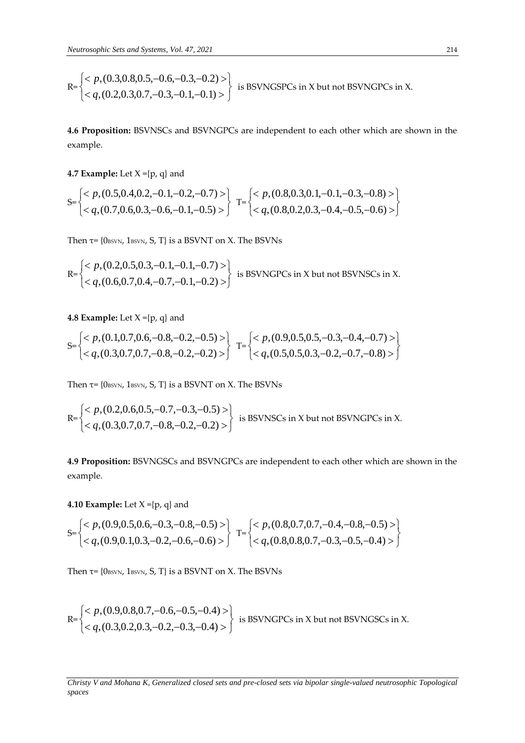$$R=\left\{\begin{matrix} < p,(0.3,0.8,0.5,-0.6,-0.3,-0.2) > \\ < q,(0.2,0.3,0.7,-0.3,-0.1,-0.1) > \end{matrix}\right\}$$ is BSVNGSPCs in X but not BSVNGPCs in X.

**4.6 Proposition:** BSVNSCs and BSVNGPCs are independent to each other which are shown in the example.

**4.7 Example:** Let X ={p, q} and

$$S=\left\{\begin{matrix} < p,(0.5,0.4,0.2,-0.1,-0.2,-0.7) > \\ < q,(0.7,0.6,0.3,-0.6,-0.1,-0.5) > \end{matrix}\right\} \quad T=\left\{\begin{matrix} < p,(0.8,0.3,0.1,-0.1,-0.3,-0.8) > \\ < q,(0.8,0.2,0.3,-0.4,-0.5,-0.6) > \end{matrix}\right\}$$

Then $\tau$= {$0_{BSVN}$, $1_{BSVN}$, S, T} is a BSVNT on X. The BSVNs

$$R=\left\{\begin{matrix} < p,(0.2,0.5,0.3,-0.1,-0.1,-0.7) > \\ < q,(0.6,0.7,0.4,-0.7,-0.1,-0.2) > \end{matrix}\right\}$$ is BSVNGPCs in X but not BSVNSCs in X.

**4.8 Example:** Let X ={p, q} and

$$S=\left\{\begin{matrix} < p,(0.1,0.7,0.6,-0.8,-0.2,-0.5) > \\ < q,(0.3,0.7,0.7,-0.8,-0.2,-0.2) > \end{matrix}\right\} \quad T=\left\{\begin{matrix} < p,(0.9,0.5,0.5,-0.3,-0.4,-0.7) > \\ < q,(0.5,0.5,0.3,-0.2,-0.7,-0.8) > \end{matrix}\right\}$$

Then $\tau$= {$0_{BSVN}$, $1_{BSVN}$, S, T} is a BSVNT on X. The BSVNs

$$R=\left\{\begin{matrix} < p,(0.2,0.6,0.5,-0.7,-0.3,-0.5) > \\ < q,(0.3,0.7,0.7,-0.8,-0.2,-0.2) > \end{matrix}\right\}$$ is BSVNSCs in X but not BSVNGPCs in X.

**4.9 Proposition:** BSVNGSCs and BSVNGPCs are independent to each other which are shown in the example.

**4.10 Example:** Let X ={p, q} and

$$S=\left\{\begin{matrix} < p,(0.9,0.5,0.6,-0.3,-0.8,-0.5) > \\ < q,(0.9,0.1,0.3,-0.2,-0.6,-0.6) > \end{matrix}\right\} \quad T=\left\{\begin{matrix} < p,(0.8,0.7,0.7,-0.4,-0.8,-0.5) > \\ < q,(0.8,0.8,0.7,-0.3,-0.5,-0.4) > \end{matrix}\right\}$$

Then $\tau$= {$0_{BSVN}$, $1_{BSVN}$, S, T} is a BSVNT on X. The BSVNs

$$R=\left\{\begin{matrix} < p,(0.9,0.8,0.7,-0.6,-0.5,-0.4) > \\ < q,(0.3,0.2,0.3,-0.2,-0.3,-0.4) > \end{matrix}\right\}$$ is BSVNGPCs in X but not BSVNGSCs in X.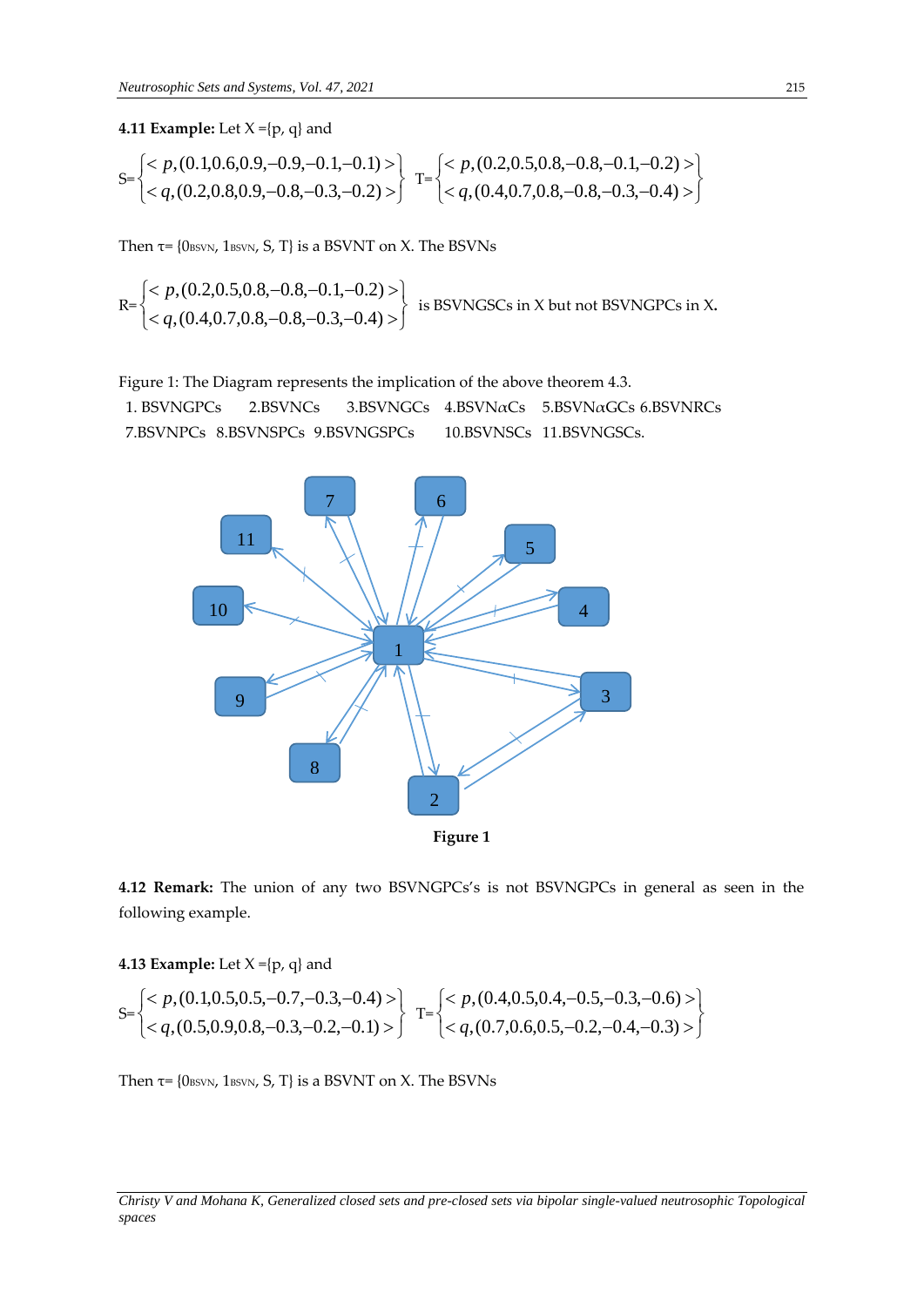**4.11 Example:** Let X ={p, q} and

$$S=\begin{Bmatrix} < p,(0.1,0.6,0.9,-0.9,-0.1,-0.1) > \\ < q,(0.2,0.8,0.9,-0.8,-0.3,-0.2) > \end{Bmatrix} \quad T=\begin{Bmatrix} < p,(0.2,0.5,0.8,-0.8,-0.1,-0.2) > \\ < q,(0.4,0.7,0.8,-0.8,-0.3,-0.4) > \end{Bmatrix}$$

Then τ= {$0_{BSVN}$, $1_{BSVN}$, S, T} is a BSVNT on X. The BSVNs

$$R=\begin{Bmatrix} < p,(0.2,0.5,0.8,-0.8,-0.1,-0.2) > \\ < q,(0.4,0.7,0.8,-0.8,-0.3,-0.4) > \end{Bmatrix}$$ is BSVNGSCs in X but not BSVNGPCs in X.

Figure 1: The Diagram represents the implication of the above theorem 4.3.

1. BSVNGPCs 2.BSVNCs 3.BSVNGCs 4.BSVNαCs 5.BSVNαGCs 6.BSVNRCs 7.BSVNPCs 8.BSVNSPCs 9.BSVNGSPCs 10.BSVNSCs 11.BSVNGSCs.

**Figure 1**

**4.12 Remark:** The union of any two BSVNGPCs's is not BSVNGPCs in general as seen in the following example.

**4.13 Example:** Let X ={p, q} and

$$S=\begin{Bmatrix} < p,(0.1,0.5,0.5,-0.7,-0.3,-0.4) > \\ < q,(0.5,0.9,0.8,-0.3,-0.2,-0.1) > \end{Bmatrix} \quad T=\begin{Bmatrix} < p,(0.4,0.5,0.4,-0.5,-0.3,-0.6) > \\ < q,(0.7,0.6,0.5,-0.2,-0.4,-0.3) > \end{Bmatrix}$$

Then τ= {$0_{BSVN}$, $1_{BSVN}$, S, T} is a BSVNT on X. The BSVNs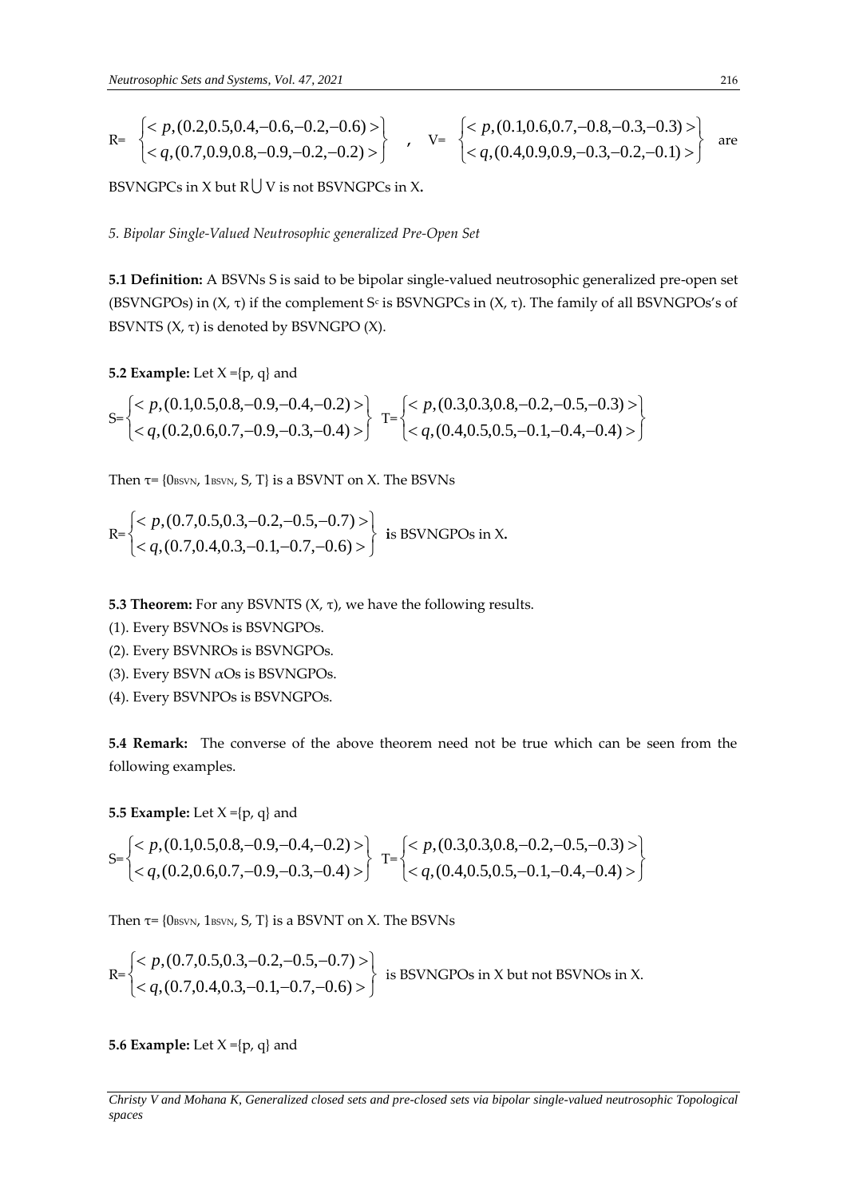R= $\left\{\begin{matrix} < p,(0.2,0.5,0.4,-0.6,-0.2,-0.6) > \\ < q,(0.7,0.9,0.8,-0.9,-0.2,-0.2) > \end{matrix}\right\}$ , V= $\left\{\begin{matrix} < p,(0.1,0.6,0.7,-0.8,-0.3,-0.3) > \\ < q,(0.4,0.9,0.9,-0.3,-0.2,-0.1) > \end{matrix}\right\}$ are BSVNGPCs in X but R$\bigcup$V is not BSVNGPCs in X.

*5. Bipolar Single-Valued Neutrosophic generalized Pre-Open Set*

**5.1 Definition:** A BSVNs S is said to be bipolar single-valued neutrosophic generalized pre-open set (BSVNGPOs) in (X, τ) if the complement $S^c$ is BSVNGPCs in (X, τ). The family of all BSVNGPOs's of BSVNTS (X, τ) is denoted by BSVNGPO (X).

**5.2 Example:** Let X ={p, q} and

S= $\left\{\begin{matrix} < p,(0.1,0.5,0.8,-0.9,-0.4,-0.2) > \\ < q,(0.2,0.6,0.7,-0.9,-0.3,-0.4) > \end{matrix}\right\}$ T= $\left\{\begin{matrix} < p,(0.3,0.3,0.8,-0.2,-0.5,-0.3) > \\ < q,(0.4,0.5,0.5,-0.1,-0.4,-0.4) > \end{matrix}\right\}$

Then τ= {$0_{BSVN}$, $1_{BSVN}$, S, T} is a BSVNT on X. The BSVNs

R= $\left\{\begin{matrix} < p,(0.7,0.5,0.3,-0.2,-0.5,-0.7) > \\ < q,(0.7,0.4,0.3,-0.1,-0.7,-0.6) > \end{matrix}\right\}$ is BSVNGPOs in X.

**5.3 Theorem:** For any BSVNTS (X, τ), we have the following results.

(1). Every BSVNOs is BSVNGPOs.

(2). Every BSVNROs is BSVNGPOs.

(3). Every BSVN $\alpha$Os is BSVNGPOs.

(4). Every BSVNPOs is BSVNGPOs.

**5.4 Remark:** The converse of the above theorem need not be true which can be seen from the following examples.

**5.5 Example:** Let X ={p, q} and

S= $\left\{\begin{matrix} < p,(0.1,0.5,0.8,-0.9,-0.4,-0.2) > \\ < q,(0.2,0.6,0.7,-0.9,-0.3,-0.4) > \end{matrix}\right\}$ T= $\left\{\begin{matrix} < p,(0.3,0.3,0.8,-0.2,-0.5,-0.3) > \\ < q,(0.4,0.5,0.5,-0.1,-0.4,-0.4) > \end{matrix}\right\}$

Then τ= {$0_{BSVN}$, $1_{BSVN}$, S, T} is a BSVNT on X. The BSVNs

R= $\left\{\begin{matrix} < p,(0.7,0.5,0.3,-0.2,-0.5,-0.7) > \\ < q,(0.7,0.4,0.3,-0.1,-0.7,-0.6) > \end{matrix}\right\}$ is BSVNGPOs in X but not BSVNOs in X.

**5.6 Example:** Let X ={p, q} and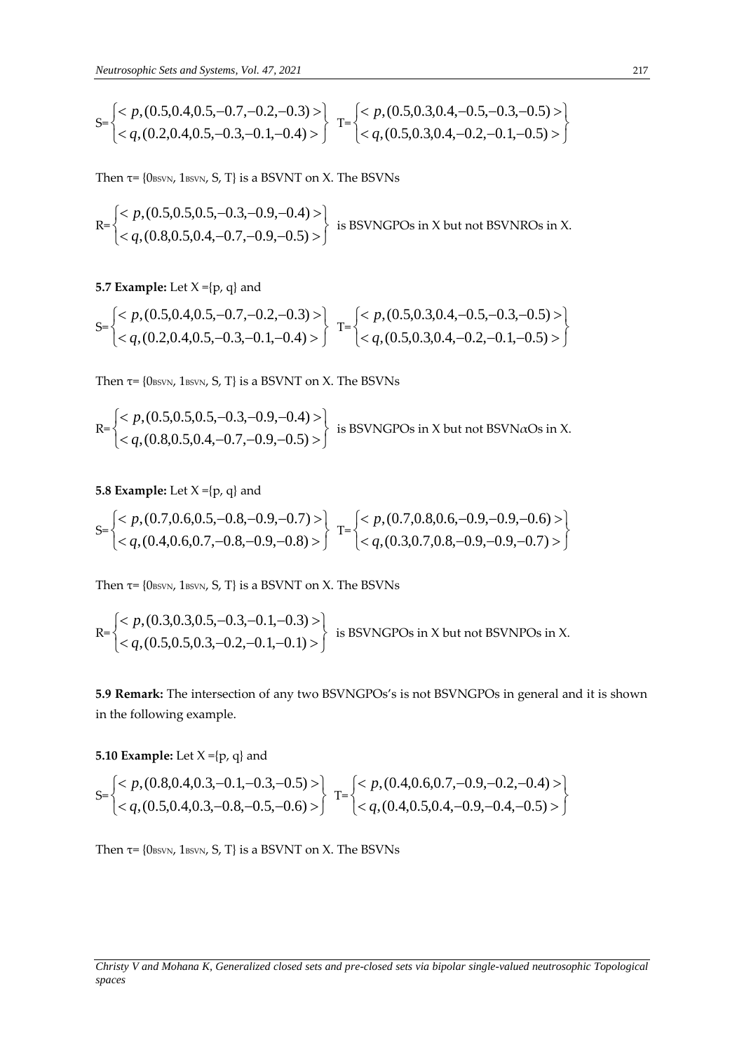$$S=\begin{Bmatrix} < p,(0.5,0.4,0.5,-0.7,-0.2,-0.3) > \\ < q,(0.2,0.4,0.5,-0.3,-0.1,-0.4) > \end{Bmatrix} \quad T=\begin{Bmatrix} < p,(0.5,0.3,0.4,-0.5,-0.3,-0.5) > \\ < q,(0.5,0.3,0.4,-0.2,-0.1,-0.5) > \end{Bmatrix}$$

Then τ= {$0_{BSVN}$, $1_{BSVN}$, S, T} is a BSVNT on X. The BSVNs

$$R=\begin{Bmatrix} < p,(0.5,0.5,0.5,-0.3,-0.9,-0.4) > \\ < q,(0.8,0.5,0.4,-0.7,-0.9,-0.5) > \end{Bmatrix}$$ is BSVNGPOs in X but not BSVNROs in X.

**5.7 Example:** Let X ={p, q} and

$$S=\begin{Bmatrix} < p,(0.5,0.4,0.5,-0.7,-0.2,-0.3) > \\ < q,(0.2,0.4,0.5,-0.3,-0.1,-0.4) > \end{Bmatrix} \quad T=\begin{Bmatrix} < p,(0.5,0.3,0.4,-0.5,-0.3,-0.5) > \\ < q,(0.5,0.3,0.4,-0.2,-0.1,-0.5) > \end{Bmatrix}$$

Then τ= {$0_{BSVN}$, $1_{BSVN}$, S, T} is a BSVNT on X. The BSVNs

$$R=\begin{Bmatrix} < p,(0.5,0.5,0.5,-0.3,-0.9,-0.4) > \\ < q,(0.8,0.5,0.4,-0.7,-0.9,-0.5) > \end{Bmatrix}$$ is BSVNGPOs in X but not BSVN$\alpha$Os in X.

**5.8 Example:** Let X ={p, q} and

$$S=\begin{Bmatrix} < p,(0.7,0.6,0.5,-0.8,-0.9,-0.7) > \\ < q,(0.4,0.6,0.7,-0.8,-0.9,-0.8) > \end{Bmatrix} \quad T=\begin{Bmatrix} < p,(0.7,0.8,0.6,-0.9,-0.9,-0.6) > \\ < q,(0.3,0.7,0.8,-0.9,-0.9,-0.7) > \end{Bmatrix}$$

Then τ= {$0_{BSVN}$, $1_{BSVN}$, S, T} is a BSVNT on X. The BSVNs

$$R=\begin{Bmatrix} < p,(0.3,0.3,0.5,-0.3,-0.1,-0.3) > \\ < q,(0.5,0.5,0.3,-0.2,-0.1,-0.1) > \end{Bmatrix}$$ is BSVNGPOs in X but not BSVNPOs in X.

**5.9 Remark:** The intersection of any two BSVNGPOs's is not BSVNGPOs in general and it is shown in the following example.

**5.10 Example:** Let X ={p, q} and

$$S=\begin{Bmatrix} < p,(0.8,0.4,0.3,-0.1,-0.3,-0.5) > \\ < q,(0.5,0.4,0.3,-0.8,-0.5,-0.6) > \end{Bmatrix} \quad T=\begin{Bmatrix} < p,(0.4,0.6,0.7,-0.9,-0.2,-0.4) > \\ < q,(0.4,0.5,0.4,-0.9,-0.4,-0.5) > \end{Bmatrix}$$

Then τ= {$0_{BSVN}$, $1_{BSVN}$, S, T} is a BSVNT on X. The BSVNs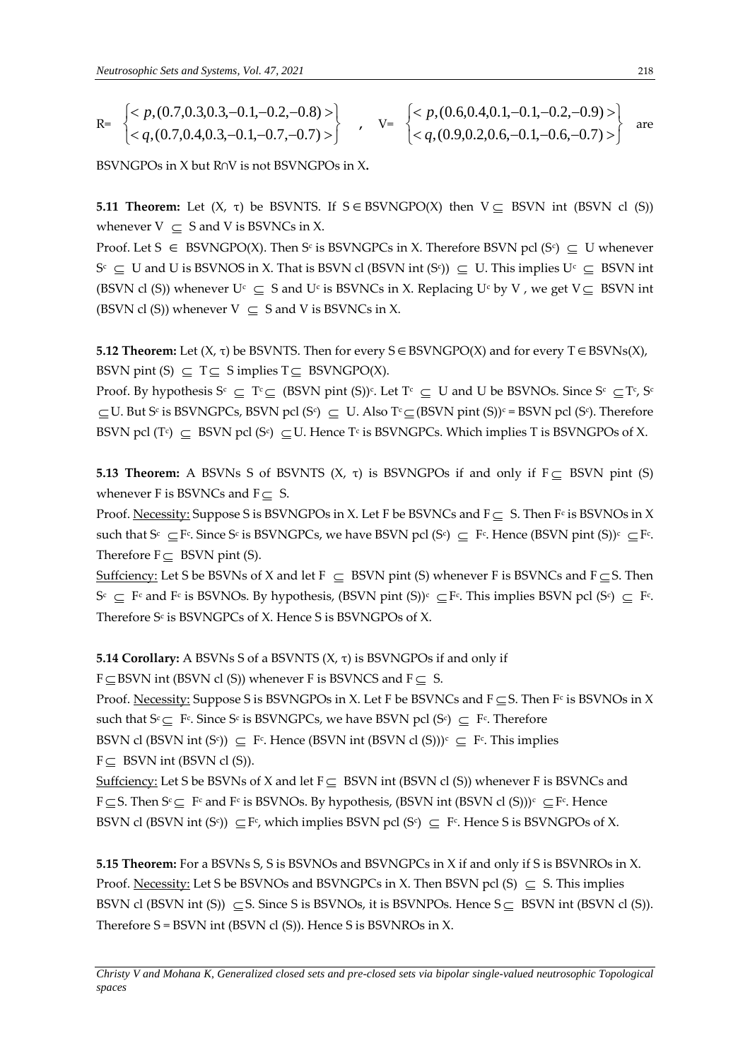$$R = \begin{Bmatrix} < p,(0.7,0.3,0.3,-0.1,-0.2,-0.8) > \\ < q,(0.7,0.4,0.3,-0.1,-0.7,-0.7) > \end{Bmatrix} \quad , \quad V = \begin{Bmatrix} < p,(0.6,0.4,0.1,-0.1,-0.2,-0.9) > \\ < q,(0.9,0.2,0.6,-0.1,-0.6,-0.7) > \end{Bmatrix} \text{ are}$$

BSVNGPOs in X but R∩V is not BSVNGPOs in X**.**

**5.11 Theorem:** Let (X, τ) be BSVNTS. If S ∈ BSVNGPO(X) then V ⊆ BSVN int (BSVN cl (S)) whenever V ⊆ S and V is BSVNCs in X.

Proof. Let S ∈ BSVNGPO(X). Then $S^c$ is BSVNGPCs in X. Therefore BSVN pcl ($S^c$) ⊆ U whenever $S^c$ ⊆ U and U is BSVNOS in X. That is BSVN cl (BSVN int ($S^c$)) ⊆ U. This implies $U^c$ ⊆ BSVN int (BSVN cl (S)) whenever $U^c$ ⊆ S and $U^c$ is BSVNCs in X. Replacing $U^c$ by V , we get V ⊆ BSVN int (BSVN cl (S)) whenever V ⊆ S and V is BSVNCs in X.

**5.12 Theorem:** Let (X, τ) be BSVNTS. Then for every S ∈ BSVNGPO(X) and for every T ∈ BSVNs(X), BSVN pint (S) ⊆ T ⊆ S implies T ⊆ BSVNGPO(X).

Proof. By hypothesis $S^c$ ⊆ $T^c$ ⊆ (BSVN pint (S))$^c$. Let $T^c$ ⊆ U and U be BSVNOs. Since $S^c$ ⊆ $T^c$, $S^c$ ⊆ U. But $S^c$ is BSVNGPCs, BSVN pcl ($S^c$) ⊆ U. Also $T^c$ ⊆ (BSVN pint (S))$^c$ = BSVN pcl ($S^c$). Therefore BSVN pcl ($T^c$) ⊆ BSVN pcl ($S^c$) ⊆ U. Hence $T^c$ is BSVNGPCs. Which implies T is BSVNGPOs of X.

**5.13 Theorem:** A BSVNs S of BSVNTS (X, τ) is BSVNGPOs if and only if F ⊆ BSVN pint (S) whenever F is BSVNCs and F ⊆ S.

Proof. Necessity: Suppose S is BSVNGPOs in X. Let F be BSVNCs and F ⊆ S. Then $F^c$ is BSVNOs in X such that $S^c$ ⊆ $F^c$. Since $S^c$ is BSVNGPCs, we have BSVN pcl ($S^c$) ⊆ $F^c$. Hence (BSVN pint (S))$^c$ ⊆ $F^c$. Therefore F ⊆ BSVN pint (S).

Suffciency: Let S be BSVNs of X and let F ⊆ BSVN pint (S) whenever F is BSVNCs and F ⊆ S. Then $S^c$ ⊆ $F^c$ and $F^c$ is BSVNOs. By hypothesis, (BSVN pint (S))$^c$ ⊆ $F^c$. This implies BSVN pcl ($S^c$) ⊆ $F^c$. Therefore $S^c$ is BSVNGPCs of X. Hence S is BSVNGPOs of X.

**5.14 Corollary:** A BSVNs S of a BSVNTS (X, τ) is BSVNGPOs if and only if F ⊆ BSVN int (BSVN cl (S)) whenever F is BSVNCS and F ⊆ S.

Proof. Necessity: Suppose S is BSVNGPOs in X. Let F be BSVNCs and F ⊆ S. Then $F^c$ is BSVNOs in X such that $S^c$ ⊆ $F^c$. Since $S^c$ is BSVNGPCs, we have BSVN pcl ($S^c$) ⊆ $F^c$. Therefore BSVN cl (BSVN int ($S^c$)) ⊆ $F^c$. Hence (BSVN int (BSVN cl (S)))$^c$ ⊆ $F^c$. This implies F ⊆ BSVN int (BSVN cl (S)).

Suffciency: Let S be BSVNs of X and let F ⊆ BSVN int (BSVN cl (S)) whenever F is BSVNCs and F ⊆ S. Then $S^c$ ⊆ $F^c$ and $F^c$ is BSVNOs. By hypothesis, (BSVN int (BSVN cl (S)))$^c$ ⊆ $F^c$. Hence BSVN cl (BSVN int ($S^c$)) ⊆ $F^c$, which implies BSVN pcl ($S^c$) ⊆ $F^c$. Hence S is BSVNGPOs of X.

**5.15 Theorem:** For a BSVNs S, S is BSVNOs and BSVNGPCs in X if and only if S is BSVNROs in X.

Proof. Necessity: Let S be BSVNOs and BSVNGPCs in X. Then BSVN pcl (S) ⊆ S. This implies BSVN cl (BSVN int (S)) ⊆ S. Since S is BSVNOs, it is BSVNPOs. Hence S ⊆ BSVN int (BSVN cl (S)). Therefore S = BSVN int (BSVN cl (S)). Hence S is BSVNROs in X.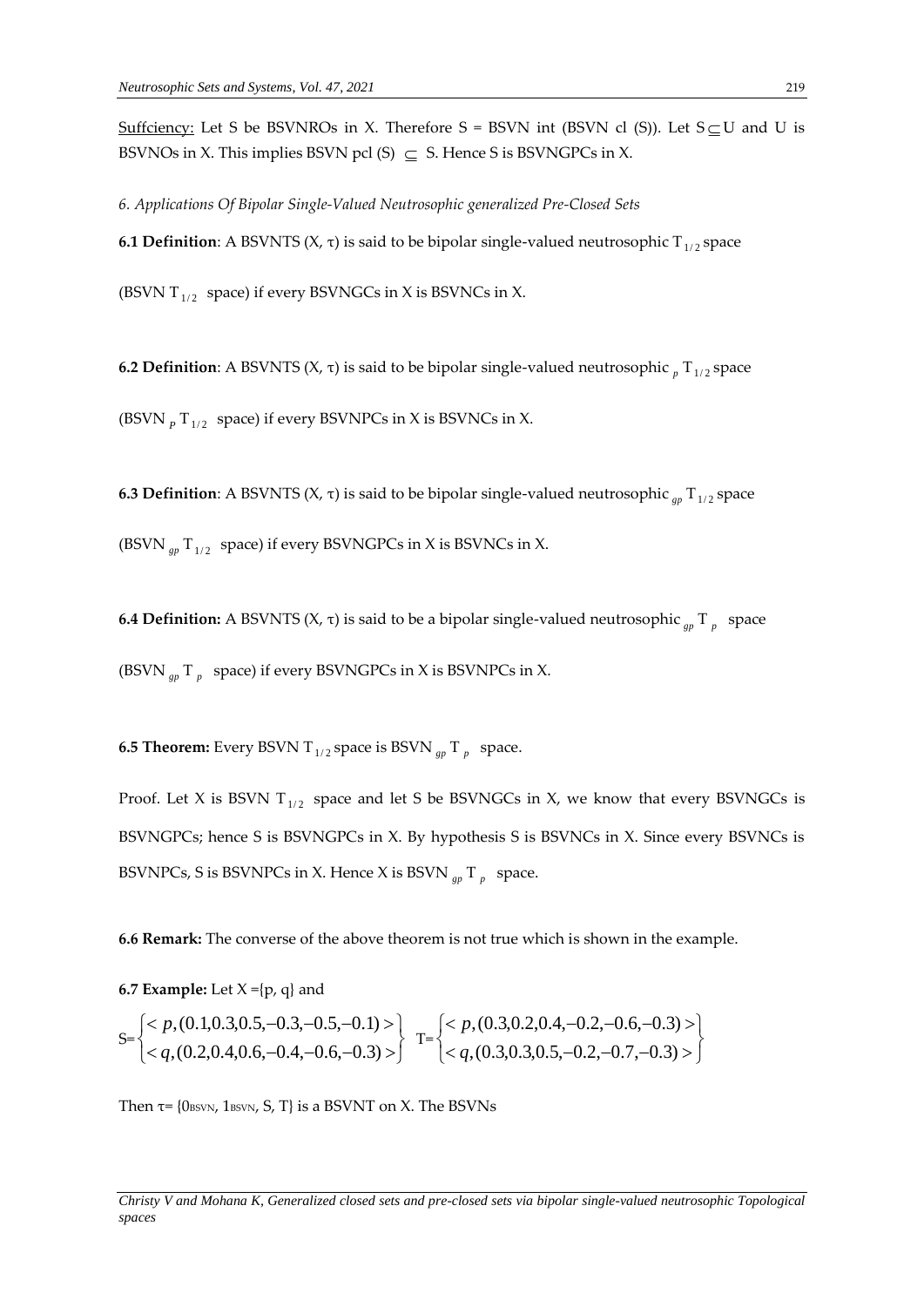Suffciency: Let S be BSVNROs in X. Therefore S = BSVN int (BSVN cl (S)). Let $S \subseteq U$ and U is BSVNOs in X. This implies BSVN pcl (S) $\subseteq$ S. Hence S is BSVNGPCs in X.

*6. Applications Of Bipolar Single-Valued Neutrosophic generalized Pre-Closed Sets*

**6.1 Definition**: A BSVNTS (X, τ) is said to be bipolar single-valued neutrosophic $T_{1/2}$ space (BSVN $T_{1/2}$ space) if every BSVNGCs in X is BSVNCs in X.

**6.2 Definition**: A BSVNTS (X, τ) is said to be bipolar single-valued neutrosophic ${}_{p}T_{1/2}$ space (BSVN ${}_{p}T_{1/2}$ space) if every BSVNPCs in X is BSVNCs in X.

**6.3 Definition**: A BSVNTS (X, τ) is said to be bipolar single-valued neutrosophic ${}_{gp}T_{1/2}$ space (BSVN ${}_{gp}T_{1/2}$ space) if every BSVNGPCs in X is BSVNCs in X.

**6.4 Definition:** A BSVNTS (X, τ) is said to be a bipolar single-valued neutrosophic ${}_{gp}T_{p}$ space (BSVN ${}_{gp}T_{p}$ space) if every BSVNGPCs in X is BSVNPCs in X.

**6.5 Theorem:** Every BSVN $T_{1/2}$ space is BSVN ${}_{gp}T_{p}$ space.

Proof. Let X is BSVN $T_{1/2}$ space and let S be BSVNGCs in X, we know that every BSVNGCs is BSVNGPCs; hence S is BSVNGPCs in X. By hypothesis S is BSVNCs in X. Since every BSVNCs is BSVNPCs, S is BSVNPCs in X. Hence X is BSVN ${}_{gp}T_{p}$ space.

**6.6 Remark:** The converse of the above theorem is not true which is shown in the example.

**6.7 Example:** Let X ={p, q} and

$$S=\begin{Bmatrix} < p,(0.1,0.3,0.5,-0.3,-0.5,-0.1) > \\ < q,(0.2,0.4,0.6,-0.4,-0.6,-0.3) > \end{Bmatrix} \quad T=\begin{Bmatrix} < p,(0.3,0.2,0.4,-0.2,-0.6,-0.3) > \\ < q,(0.3,0.3,0.5,-0.2,-0.7,-0.3) > \end{Bmatrix}$$

Then τ= {$0_{BSVN}$, $1_{BSVN}$, S, T} is a BSVNT on X. The BSVNs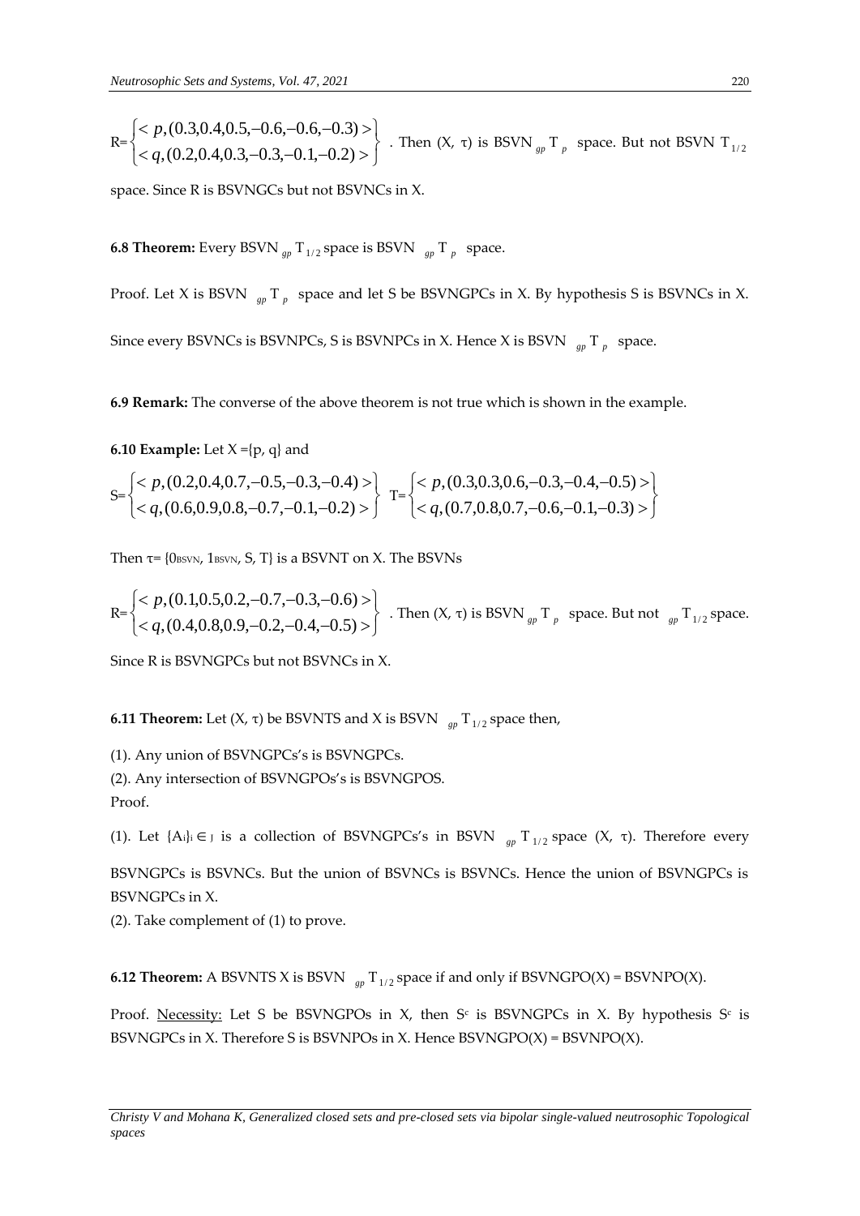R= $\left\{\begin{matrix} < p,(0.3,0.4,0.5,-0.6,-0.6,-0.3) > \\ < q,(0.2,0.4,0.3,-0.3,-0.1,-0.2) > \end{matrix}\right\}$ . Then (X, τ) is BSVN $_{gp}\mathrm{T}_{p}$ space. But not BSVN $\mathrm{T}_{1/2}$ space. Since R is BSVNGCs but not BSVNCs in X.

**6.8 Theorem:** Every BSVN $_{gp}\mathrm{T}_{1/2}$ space is BSVN $_{gp}\mathrm{T}_{p}$ space.

Proof. Let X is BSVN $_{gp}\mathrm{T}_{p}$ space and let S be BSVNGPCs in X. By hypothesis S is BSVNCs in X. Since every BSVNCs is BSVNPCs, S is BSVNPCs in X. Hence X is BSVN $_{gp}\mathrm{T}_{p}$ space.

**6.9 Remark:** The converse of the above theorem is not true which is shown in the example.

**6.10 Example:** Let X ={p, q} and

S= $\left\{\begin{matrix} < p,(0.2,0.4,0.7,-0.5,-0.3,-0.4) > \\ < q,(0.6,0.9,0.8,-0.7,-0.1,-0.2) > \end{matrix}\right\}$ T= $\left\{\begin{matrix} < p,(0.3,0.3,0.6,-0.3,-0.4,-0.5) > \\ < q,(0.7,0.8,0.7,-0.6,-0.1,-0.3) > \end{matrix}\right\}$

Then τ= {$0_{BSVN}$, $1_{BSVN}$, S, T} is a BSVNT on X. The BSVNs

R= $\left\{\begin{matrix} < p,(0.1,0.5,0.2,-0.7,-0.3,-0.6) > \\ < q,(0.4,0.8,0.9,-0.2,-0.4,-0.5) > \end{matrix}\right\}$ . Then (X, τ) is BSVN $_{gp}\mathrm{T}_{p}$ space. But not $_{gp}\mathrm{T}_{1/2}$ space.

Since R is BSVNGPCs but not BSVNCs in X.

**6.11 Theorem:** Let (X, τ) be BSVNTS and X is BSVN $_{gp}\mathrm{T}_{1/2}$ space then,

(1). Any union of BSVNGPCs's is BSVNGPCs.
(2). Any intersection of BSVNGPOs's is BSVNGPOS.
Proof.

(1). Let $\{A_i\}_{i\in J}$ is a collection of BSVNGPCs's in BSVN $_{gp}\mathrm{T}_{1/2}$ space (X, τ). Therefore every BSVNGPCs is BSVNCs. But the union of BSVNCs is BSVNCs. Hence the union of BSVNGPCs is BSVNGPCs in X.
(2). Take complement of (1) to prove.

**6.12 Theorem:** A BSVNTS X is BSVN $_{gp}\mathrm{T}_{1/2}$ space if and only if BSVNGPO(X) = BSVNPO(X).

Proof. Necessity: Let S be BSVNGPOs in X, then $S^c$ is BSVNGPCs in X. By hypothesis $S^c$ is BSVNGPCs in X. Therefore S is BSVNPOs in X. Hence BSVNGPO(X) = BSVNPO(X).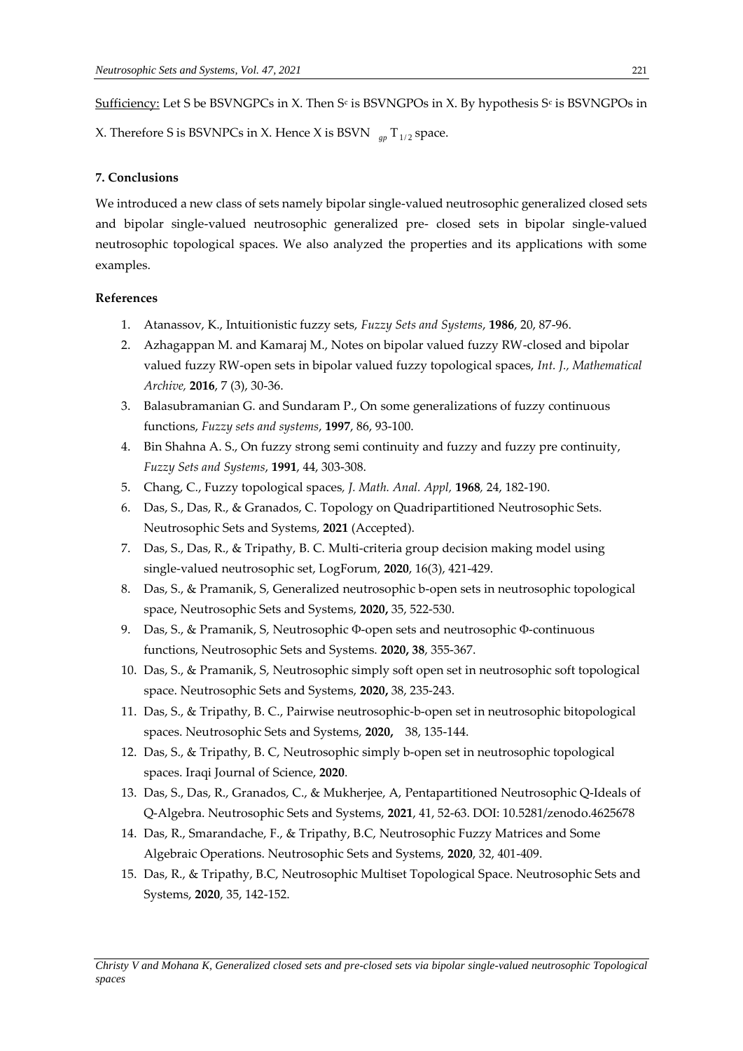Sufficiency: Let S be BSVNGPCs in X. Then $S^c$ is BSVNGPOs in X. By hypothesis $S^c$ is BSVNGPOs in X. Therefore S is BSVNPCs in X. Hence X is BSVN $_{gp}T_{1/2}$ space.

## 7. Conclusions

We introduced a new class of sets namely bipolar single-valued neutrosophic generalized closed sets and bipolar single-valued neutrosophic generalized pre- closed sets in bipolar single-valued neutrosophic topological spaces. We also analyzed the properties and its applications with some examples.

## References

1. Atanassov, K., Intuitionistic fuzzy sets, *Fuzzy Sets and Systems*, **1986**, 20, 87-96.
2. Azhagappan M. and Kamaraj M., Notes on bipolar valued fuzzy RW-closed and bipolar valued fuzzy RW-open sets in bipolar valued fuzzy topological spaces, *Int. J., Mathematical Archive,* **2016**, 7 (3), 30-36.
3. Balasubramanian G. and Sundaram P., On some generalizations of fuzzy continuous functions, *Fuzzy sets and systems*, **1997**, 86, 93-100.
4. Bin Shahna A. S., On fuzzy strong semi continuity and fuzzy and fuzzy pre continuity, *Fuzzy Sets and Systems*, **1991**, 44, 303-308.
5. Chang, C., Fuzzy topological spaces*, J. Math. Anal. Appl,* **1968**, 24, 182-190.
6. Das, S., Das, R., & Granados, C. Topology on Quadripartitioned Neutrosophic Sets. Neutrosophic Sets and Systems, **2021** (Accepted).
7. Das, S., Das, R., & Tripathy, B. C. Multi-criteria group decision making model using single-valued neutrosophic set, LogForum, **2020**, 16(3), 421-429.
8. Das, S., & Pramanik, S, Generalized neutrosophic b-open sets in neutrosophic topological space, Neutrosophic Sets and Systems, **2020,** 35, 522-530.
9. Das, S., & Pramanik, S, Neutrosophic Φ-open sets and neutrosophic Φ-continuous functions, Neutrosophic Sets and Systems. **2020, 38**, 355-367.
10. Das, S., & Pramanik, S, Neutrosophic simply soft open set in neutrosophic soft topological space. Neutrosophic Sets and Systems, **2020,** 38, 235-243.
11. Das, S., & Tripathy, B. C., Pairwise neutrosophic-b-open set in neutrosophic bitopological spaces. Neutrosophic Sets and Systems, **2020,** 38, 135-144.
12. Das, S., & Tripathy, B. C, Neutrosophic simply b-open set in neutrosophic topological spaces. Iraqi Journal of Science, **2020**.
13. Das, S., Das, R., Granados, C., & Mukherjee, A, Pentapartitioned Neutrosophic Q-Ideals of Q-Algebra. Neutrosophic Sets and Systems, **2021**, 41, 52-63. DOI: 10.5281/zenodo.4625678
14. Das, R., Smarandache, F., & Tripathy, B.C, Neutrosophic Fuzzy Matrices and Some Algebraic Operations. Neutrosophic Sets and Systems, **2020**, 32, 401-409.
15. Das, R., & Tripathy, B.C, Neutrosophic Multiset Topological Space. Neutrosophic Sets and Systems, **2020**, 35, 142-152.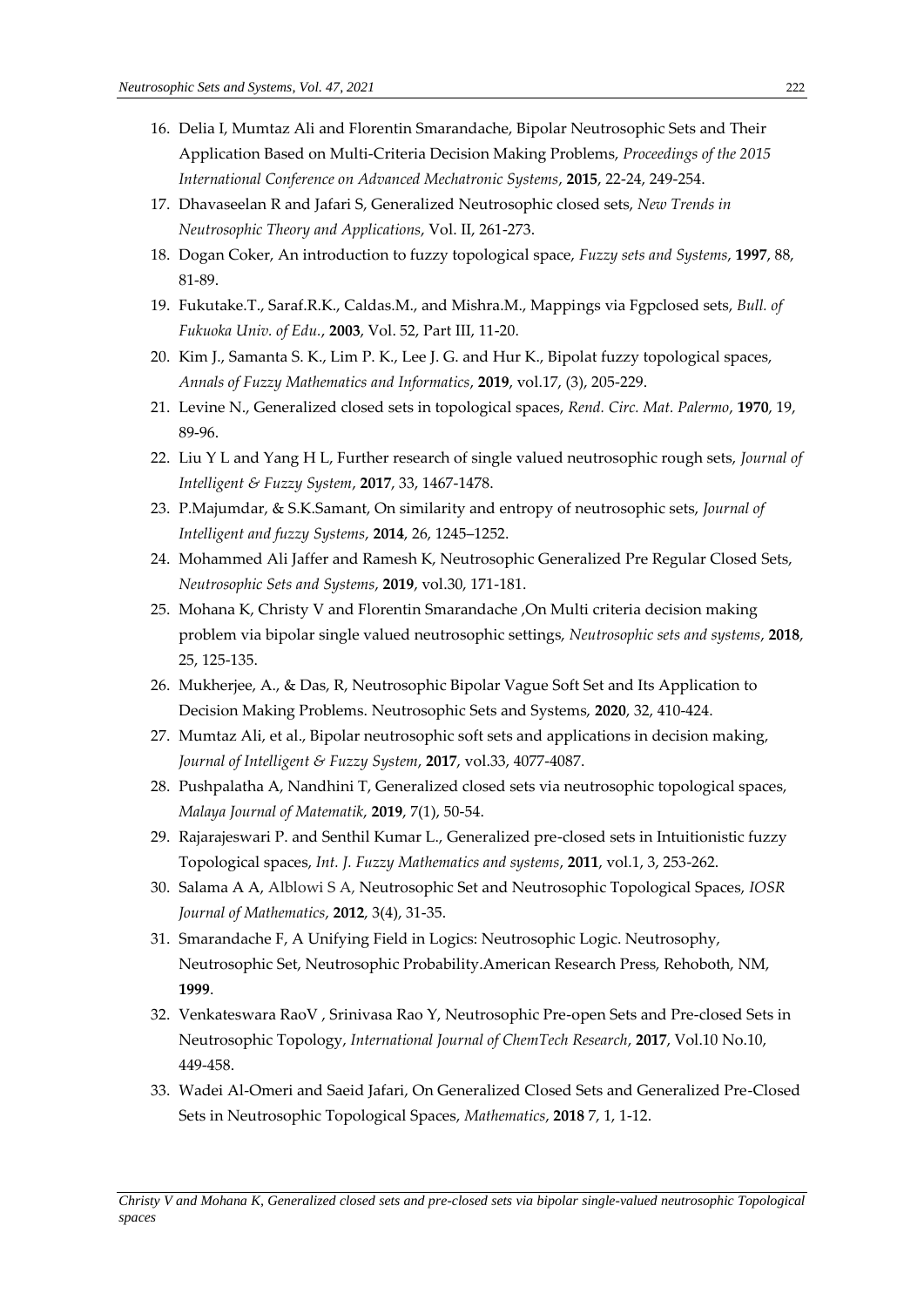16. Delia I, Mumtaz Ali and Florentin Smarandache, Bipolar Neutrosophic Sets and Their Application Based on Multi-Criteria Decision Making Problems, *Proceedings of the 2015 International Conference on Advanced Mechatronic Systems*, **2015**, 22-24, 249-254.
17. Dhavaseelan R and Jafari S, Generalized Neutrosophic closed sets, *New Trends in Neutrosophic Theory and Applications*, Vol. II, 261-273.
18. Dogan Coker, An introduction to fuzzy topological space, *Fuzzy sets and Systems*, **1997**, 88, 81-89.
19. Fukutake.T., Saraf.R.K., Caldas.M., and Mishra.M., Mappings via Fgpclosed sets, *Bull. of Fukuoka Univ. of Edu.*, **2003**, Vol. 52, Part III, 11-20.
20. Kim J., Samanta S. K., Lim P. K., Lee J. G. and Hur K., Bipolat fuzzy topological spaces, *Annals of Fuzzy Mathematics and Informatics*, **2019**, vol.17, (3), 205-229.
21. Levine N., Generalized closed sets in topological spaces, *Rend. Circ. Mat. Palermo*, **1970**, 19, 89-96.
22. Liu Y L and Yang H L, Further research of single valued neutrosophic rough sets, *Journal of Intelligent & Fuzzy System*, **2017**, 33, 1467-1478.
23. P.Majumdar, & S.K.Samant, On similarity and entropy of neutrosophic sets, *Journal of Intelligent and fuzzy Systems*, **2014**, 26, 1245–1252.
24. Mohammed Ali Jaffer and Ramesh K, Neutrosophic Generalized Pre Regular Closed Sets, *Neutrosophic Sets and Systems*, **2019**, vol.30, 171-181.
25. Mohana K, Christy V and Florentin Smarandache ,On Multi criteria decision making problem via bipolar single valued neutrosophic settings, *Neutrosophic sets and systems*, **2018**, 25, 125-135.
26. Mukherjee, A., & Das, R, Neutrosophic Bipolar Vague Soft Set and Its Application to Decision Making Problems. Neutrosophic Sets and Systems, **2020**, 32, 410-424.
27. Mumtaz Ali, et al., Bipolar neutrosophic soft sets and applications in decision making, *Journal of Intelligent & Fuzzy System*, **2017**, vol.33, 4077-4087.
28. Pushpalatha A, Nandhini T, Generalized closed sets via neutrosophic topological spaces, *Malaya Journal of Matematik*, **2019**, 7(1), 50-54.
29. Rajarajeswari P. and Senthil Kumar L., Generalized pre-closed sets in Intuitionistic fuzzy Topological spaces, *Int. J. Fuzzy Mathematics and systems*, **2011**, vol.1, 3, 253-262.
30. Salama A A, Alblowi S A, Neutrosophic Set and Neutrosophic Topological Spaces, *IOSR Journal of Mathematics*, **2012**, 3(4), 31-35.
31. Smarandache F, A Unifying Field in Logics: Neutrosophic Logic. Neutrosophy, Neutrosophic Set, Neutrosophic Probability.American Research Press, Rehoboth, NM, **1999**.
32. Venkateswara RaoV , Srinivasa Rao Y, Neutrosophic Pre-open Sets and Pre-closed Sets in Neutrosophic Topology, *International Journal of ChemTech Research*, **2017**, Vol.10 No.10, 449-458.
33. Wadei Al-Omeri and Saeid Jafari, On Generalized Closed Sets and Generalized Pre-Closed Sets in Neutrosophic Topological Spaces, *Mathematics*, **2018** 7, 1, 1-12.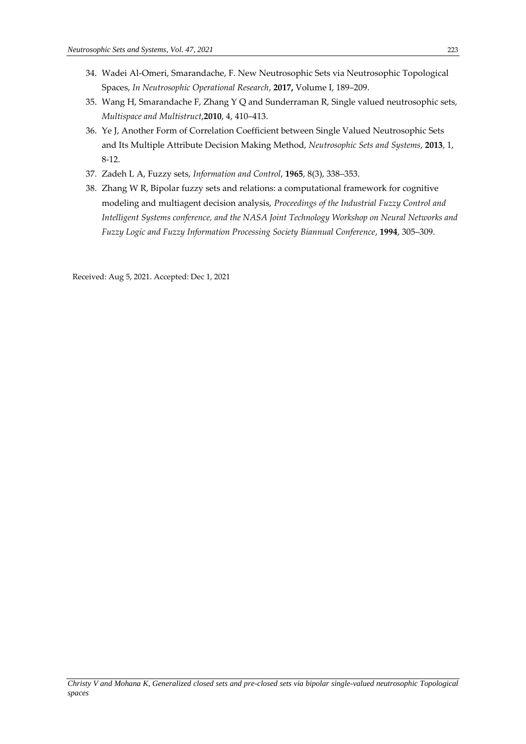34. Wadei Al-Omeri, Smarandache, F. New Neutrosophic Sets via Neutrosophic Topological Spaces, *In Neutrosophic Operational Research*, **2017,** Volume I, 189–209.
35. Wang H, Smarandache F, Zhang Y Q and Sunderraman R, Single valued neutrosophic sets, *Multispace and Multistruct*,**2010**, 4, 410–413.
36. Ye J, Another Form of Correlation Coefficient between Single Valued Neutrosophic Sets and Its Multiple Attribute Decision Making Method, *Neutrosophic Sets and Systems*, **2013**, 1, 8-12.
37. Zadeh L A, Fuzzy sets, *Information and Control*, **1965**, 8(3), 338–353.
38. Zhang W R, Bipolar fuzzy sets and relations: a computational framework for cognitive modeling and multiagent decision analysis, *Proceedings of the Industrial Fuzzy Control and Intelligent Systems conference, and the NASA Joint Technology Workshop on Neural Networks and Fuzzy Logic and Fuzzy Information Processing Society Biannual Conference*, **1994**, 305–309.

Received: Aug 5, 2021. Accepted: Dec 1, 2021